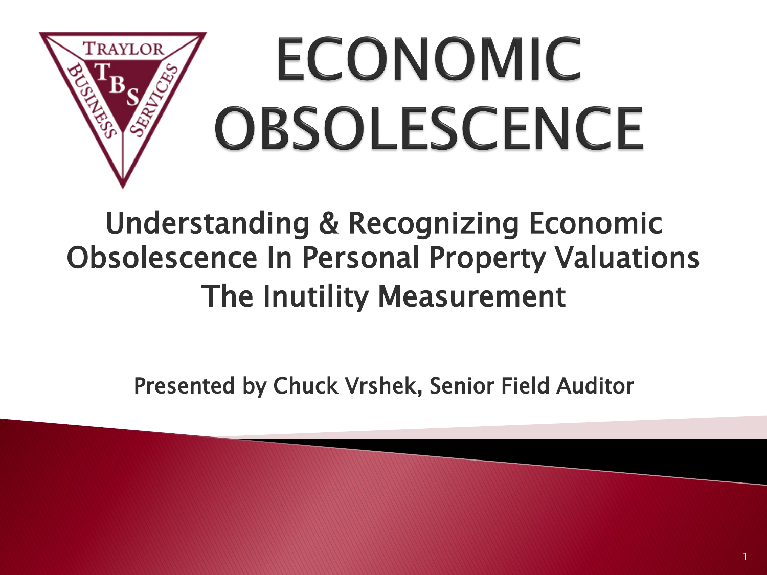# ECONOMIC OBSOLESCENCE

## Understanding & Recognizing Economic Obsolescence In Personal Property Valuations

## The Inutility Measurement

Presented by Chuck Vrshek, Senior Field Auditor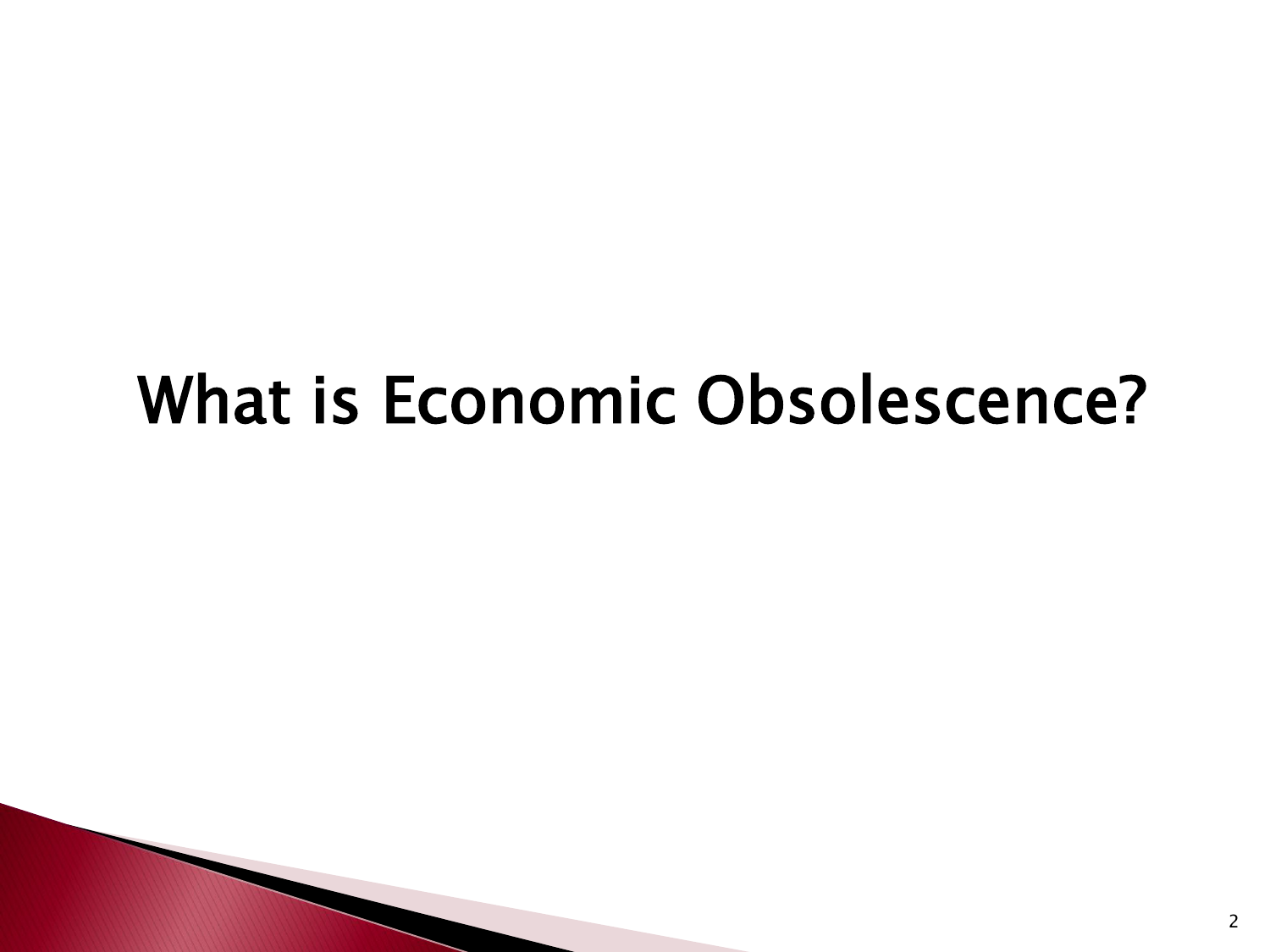# What is Economic Obsolescence?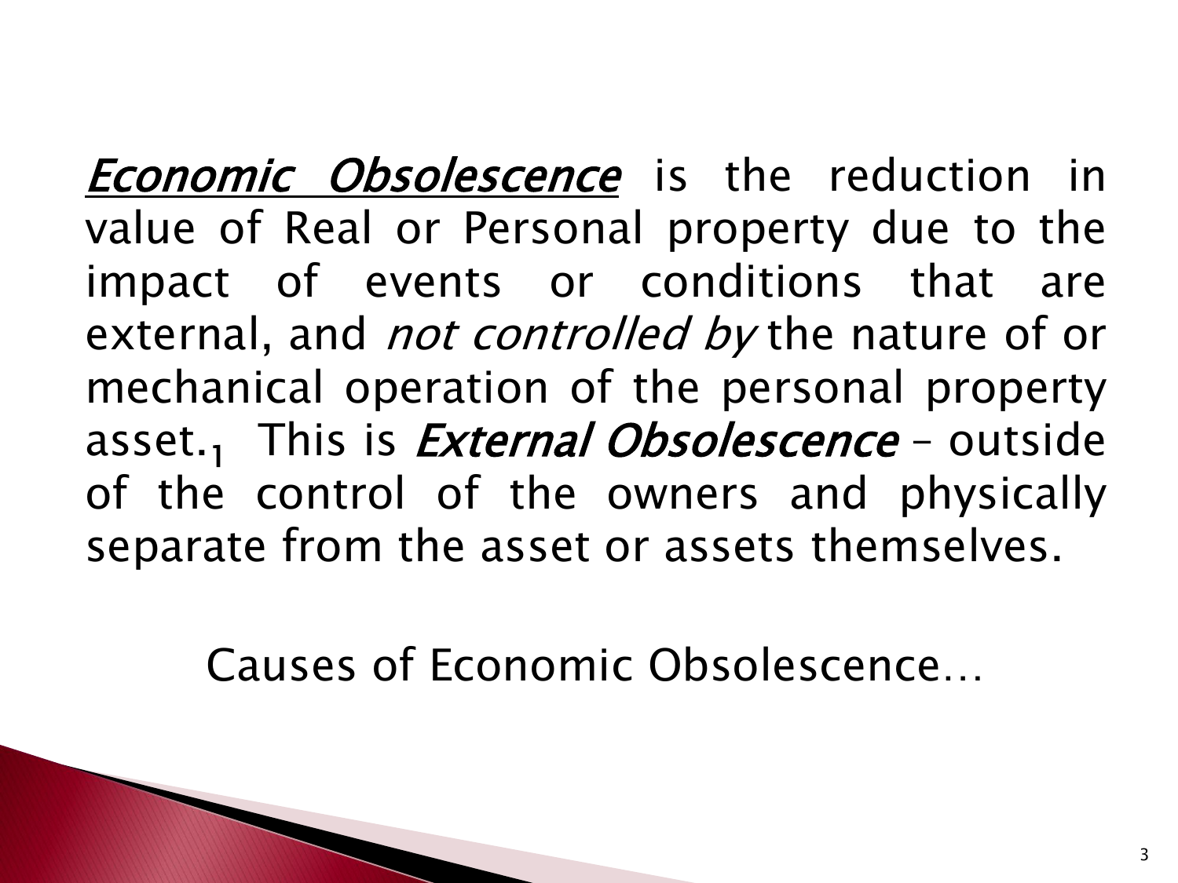***Economic Obsolescence*** is the reduction in value of Real or Personal property due to the impact of events or conditions that are external, and *not controlled by* the nature of or mechanical operation of the personal property asset.[1] This is *External Obsolescence* – outside of the control of the owners and physically separate from the asset or assets themselves.

Causes of Economic Obsolescence…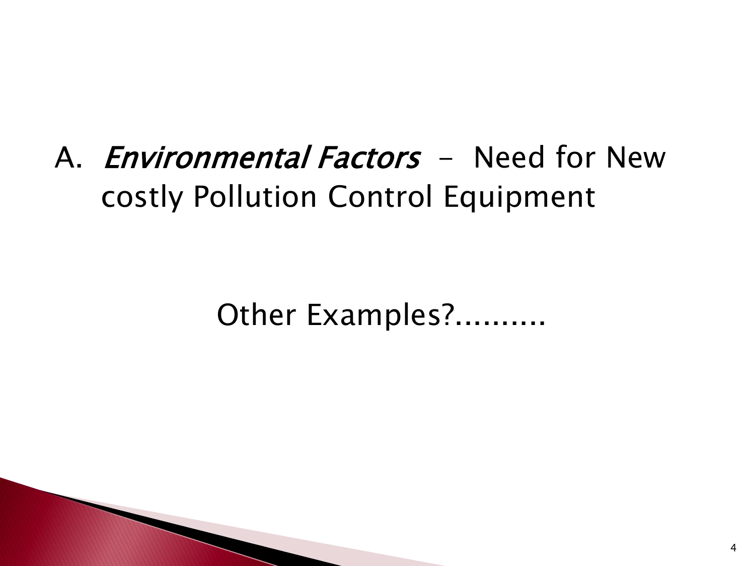A. *Environmental Factors* - Need for New costly Pollution Control Equipment

Other Examples?..........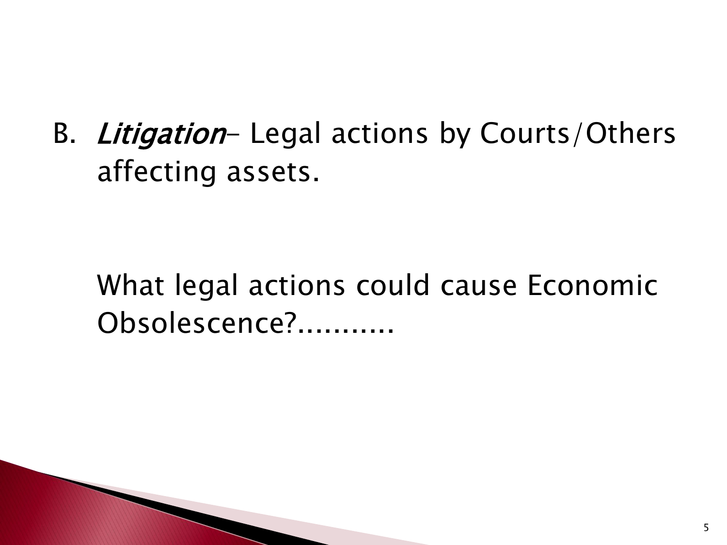B. *Litigation*– Legal actions by Courts/Others affecting assets.

What legal actions could cause Economic Obsolescence?...........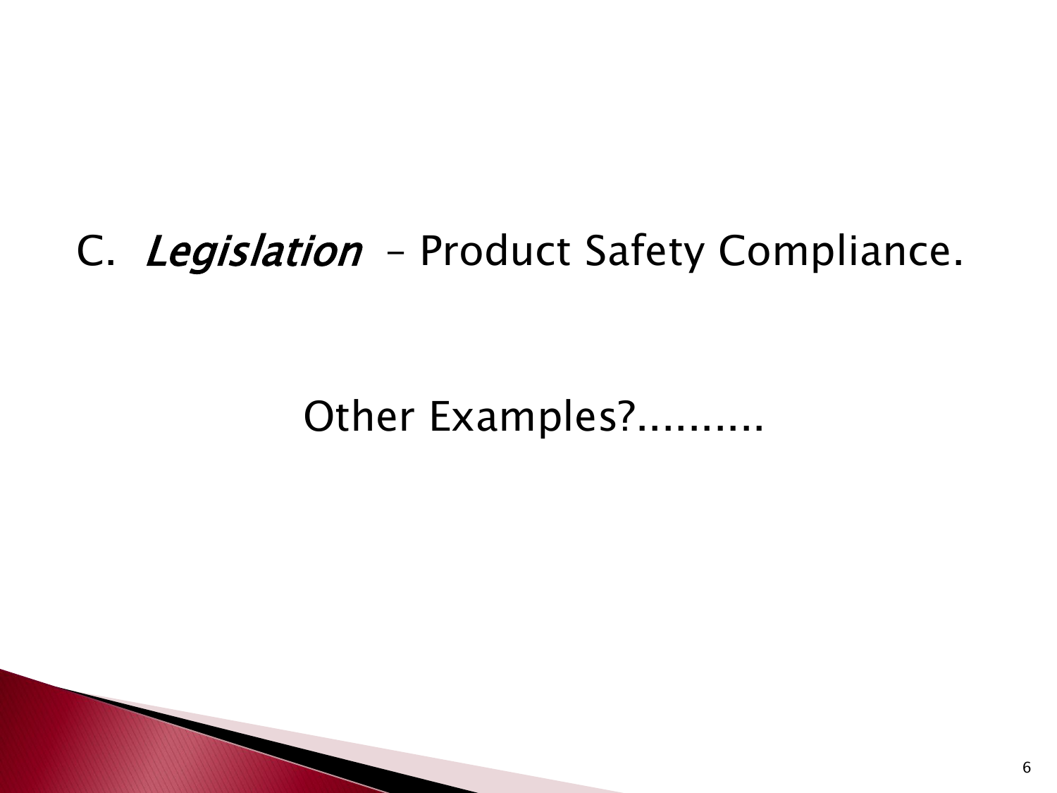C. *Legislation* – Product Safety Compliance.

Other Examples?..........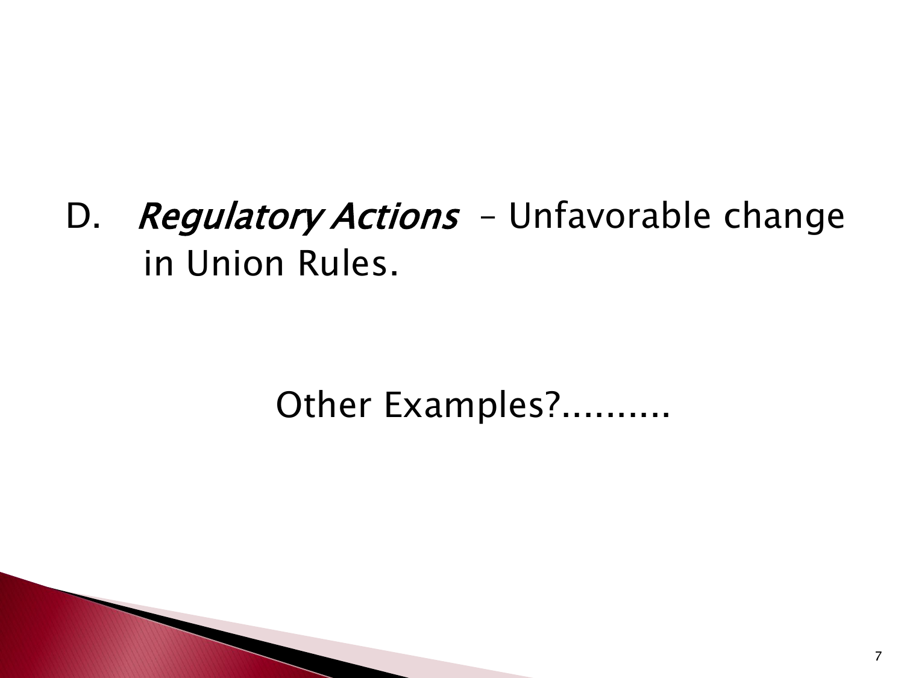D. *Regulatory Actions* – Unfavorable change in Union Rules.

Other Examples?..........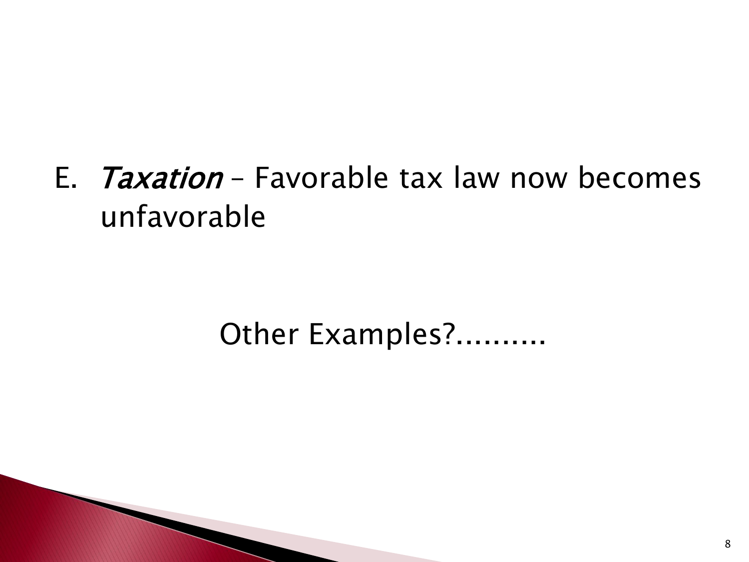E. *Taxation* – Favorable tax law now becomes unfavorable

Other Examples?..........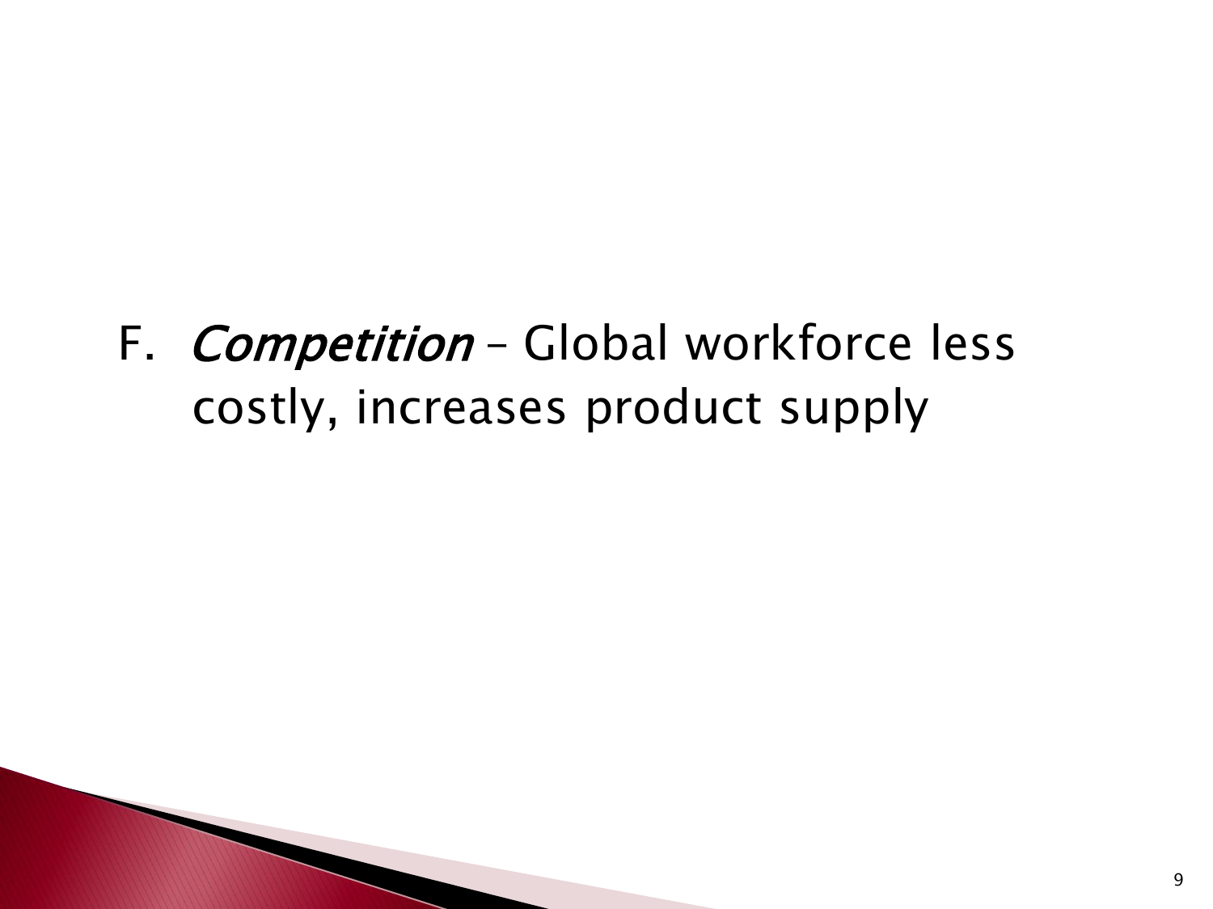F. *Competition* – Global workforce less costly, increases product supply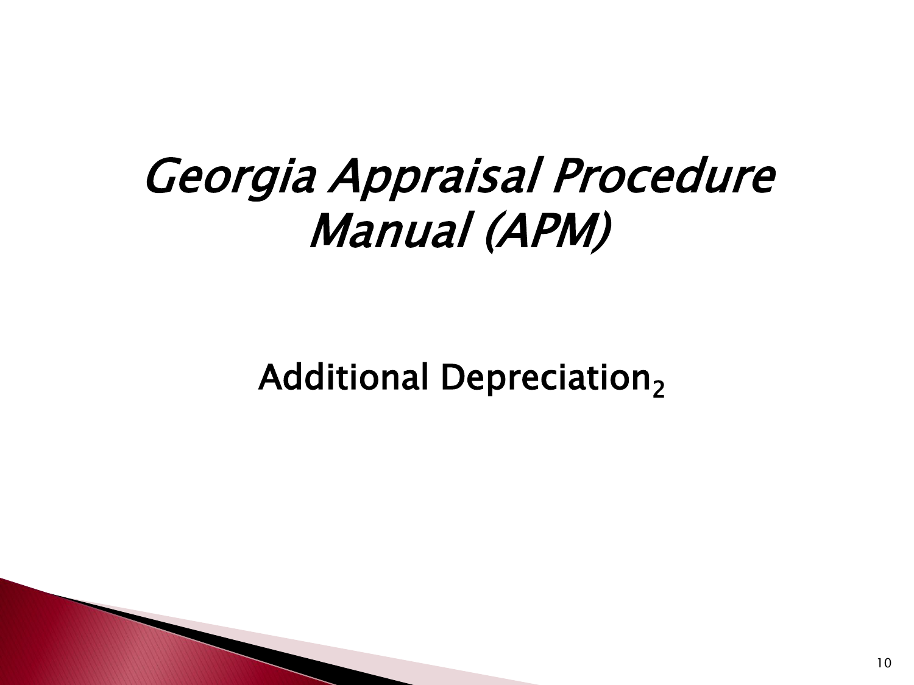# *Georgia Appraisal Procedure Manual (APM)*

## Additional Depreciation$_2$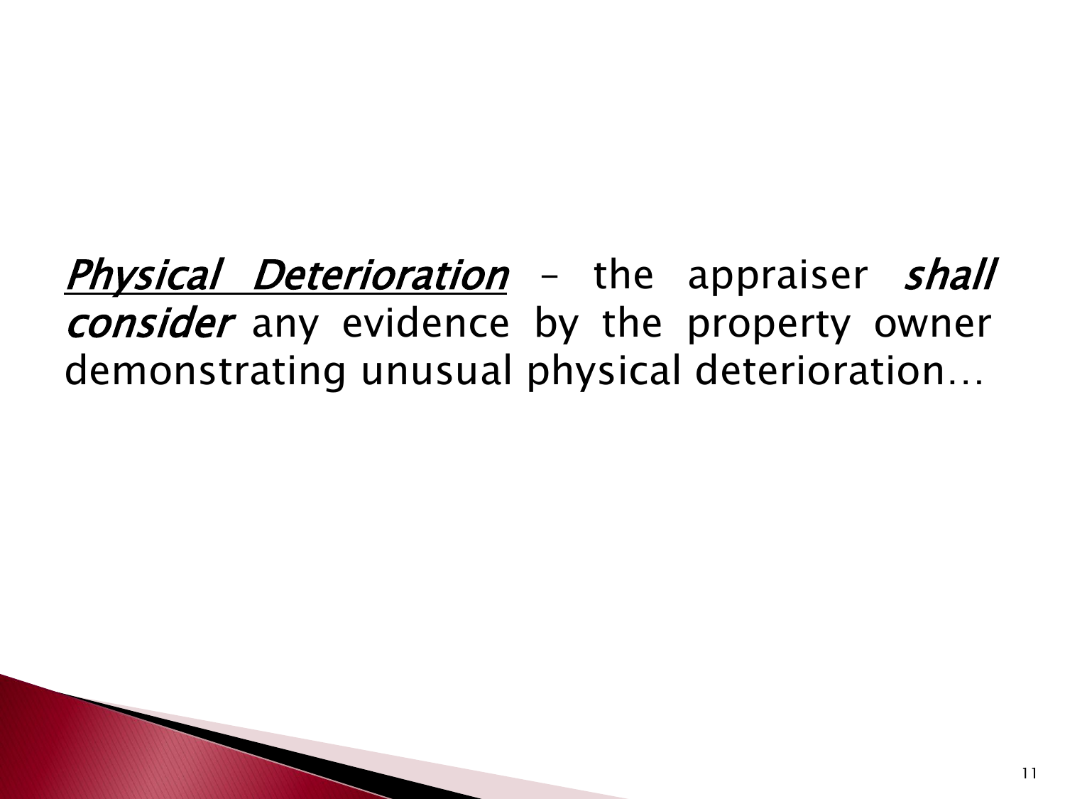*<u>Physical Deterioration</u>* – the appraiser *shall consider* any evidence by the property owner demonstrating unusual physical deterioration…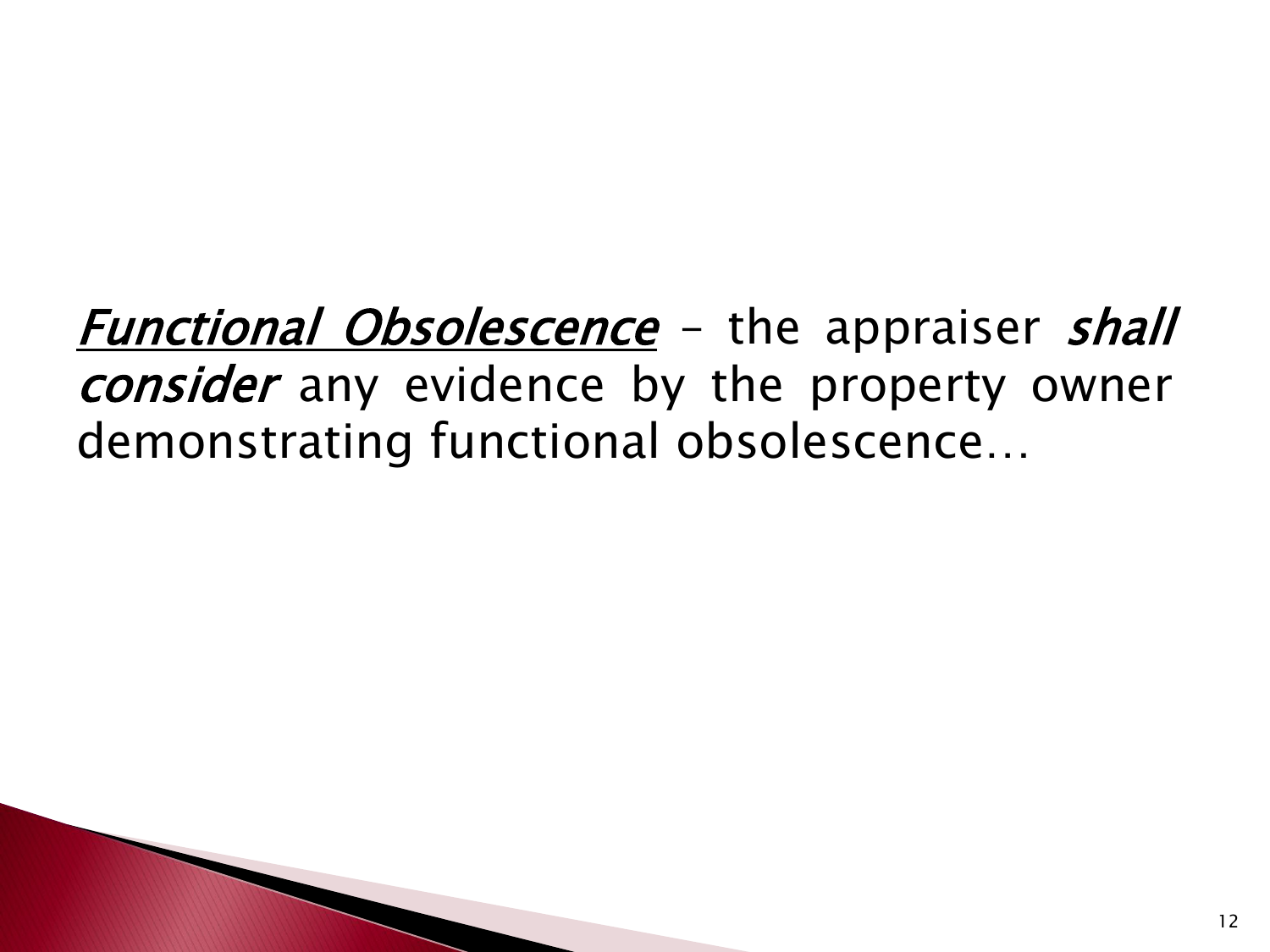<u>*Functional Obsolescence*</u> – the appraiser *shall consider* any evidence by the property owner demonstrating functional obsolescence…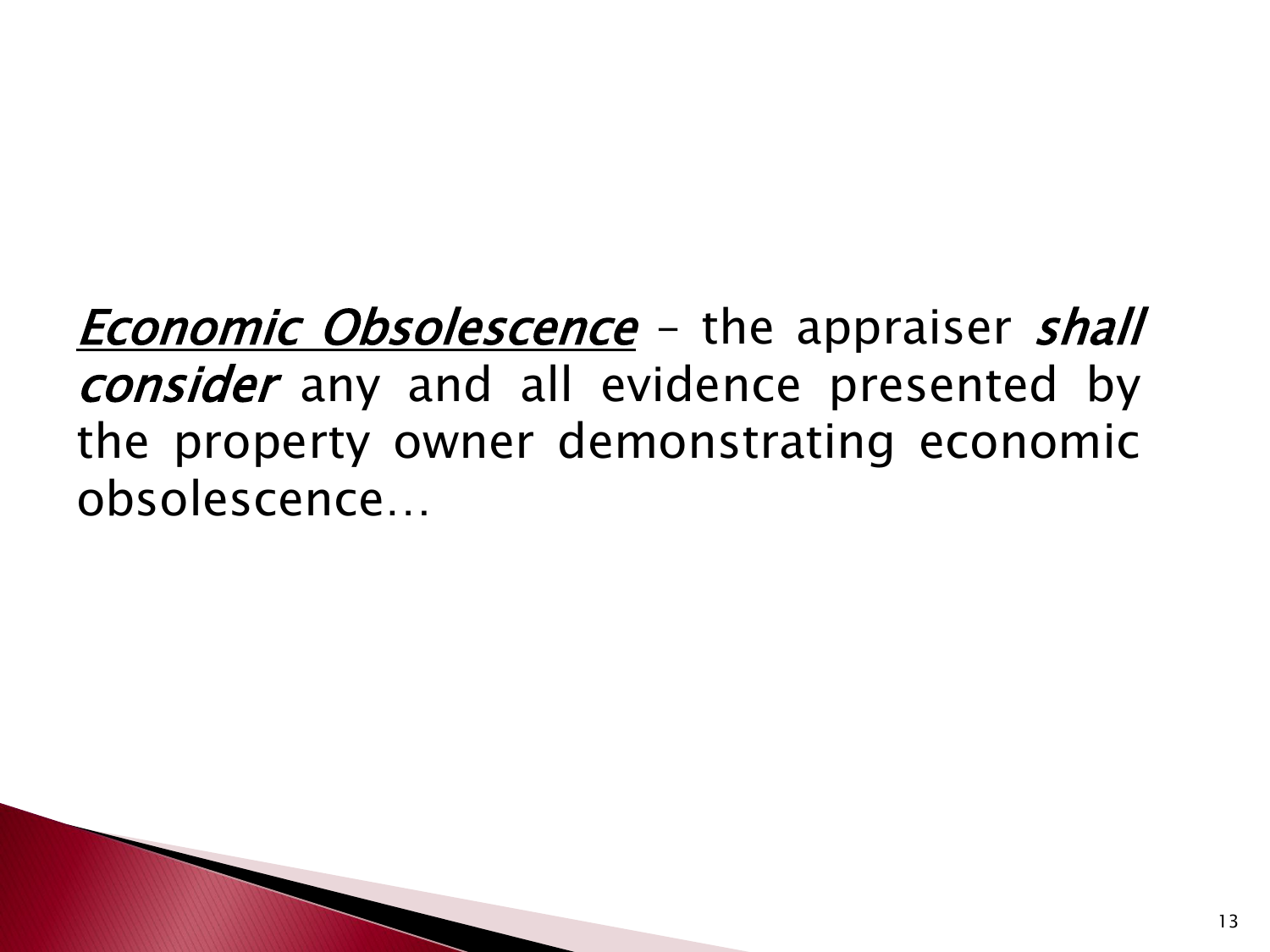<u>*Economic Obsolescence*</u> – the appraiser *shall consider* any and all evidence presented by the property owner demonstrating economic obsolescence…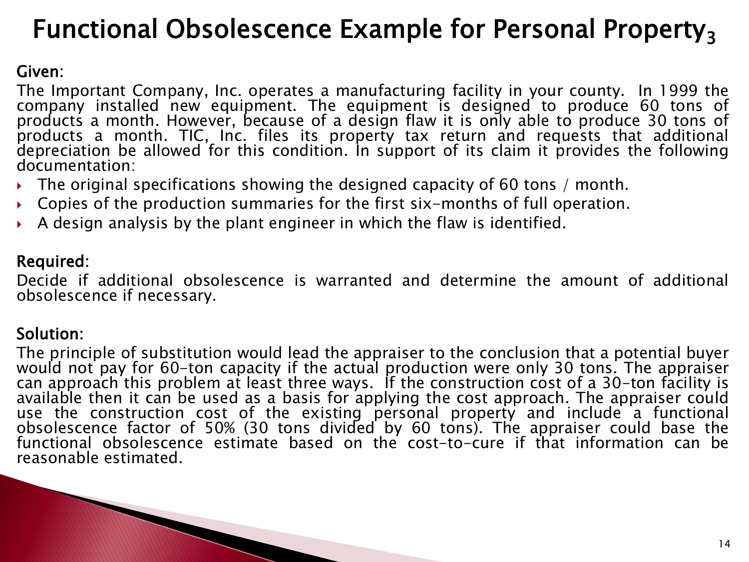# Functional Obsolescence Example for Personal Property$_3$

**Given:**

The Important Company, Inc. operates a manufacturing facility in your county. In 1999 the company installed new equipment. The equipment is designed to produce 60 tons of products a month. However, because of a design flaw it is only able to produce 30 tons of products a month. TIC, Inc. files its property tax return and requests that additional depreciation be allowed for this condition. In support of its claim it provides the following documentation:

- The original specifications showing the designed capacity of 60 tons / month.
- Copies of the production summaries for the first six-months of full operation.
- A design analysis by the plant engineer in which the flaw is identified.

**Required:**

Decide if additional obsolescence is warranted and determine the amount of additional obsolescence if necessary.

**Solution:**

The principle of substitution would lead the appraiser to the conclusion that a potential buyer would not pay for 60-ton capacity if the actual production were only 30 tons. The appraiser can approach this problem at least three ways. If the construction cost of a 30-ton facility is available then it can be used as a basis for applying the cost approach. The appraiser could use the construction cost of the existing personal property and include a functional obsolescence factor of 50% (30 tons divided by 60 tons). The appraiser could base the functional obsolescence estimate based on the cost-to-cure if that information can be reasonable estimated.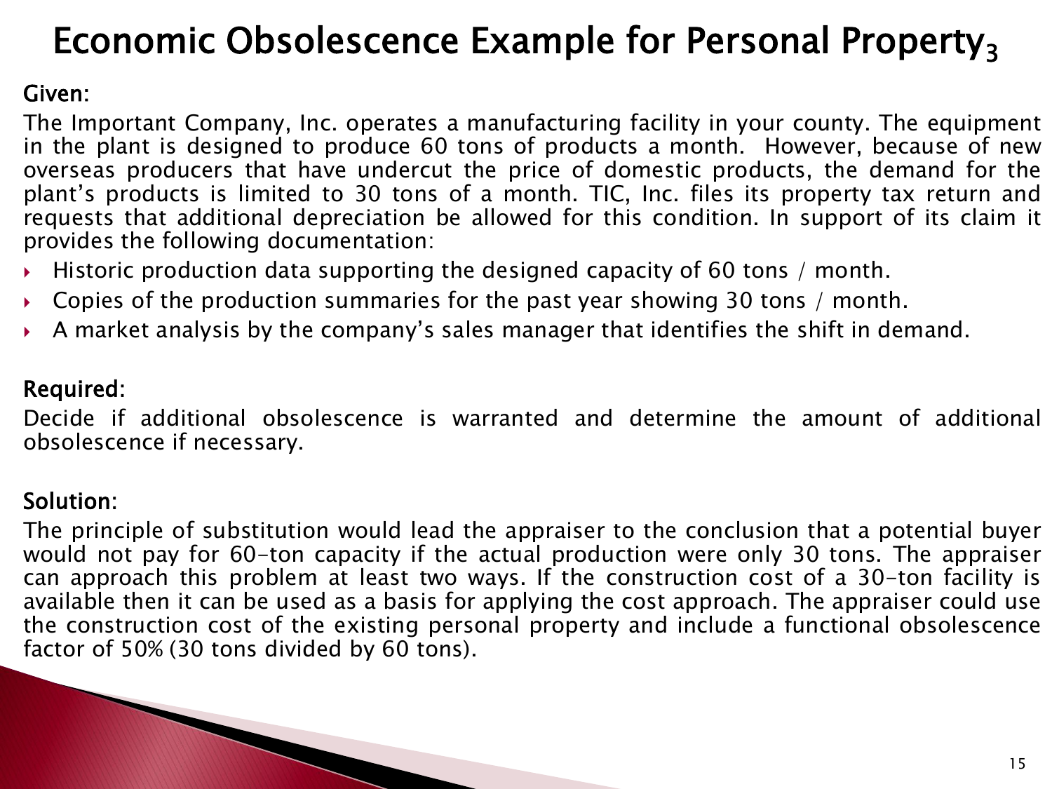# Economic Obsolescence Example for Personal Property$_3$

**Given:**

The Important Company, Inc. operates a manufacturing facility in your county. The equipment in the plant is designed to produce 60 tons of products a month. However, because of new overseas producers that have undercut the price of domestic products, the demand for the plant's products is limited to 30 tons of a month. TIC, Inc. files its property tax return and requests that additional depreciation be allowed for this condition. In support of its claim it provides the following documentation:

- Historic production data supporting the designed capacity of 60 tons / month.
- Copies of the production summaries for the past year showing 30 tons / month.
- A market analysis by the company's sales manager that identifies the shift in demand.

**Required:**

Decide if additional obsolescence is warranted and determine the amount of additional obsolescence if necessary.

**Solution:**

The principle of substitution would lead the appraiser to the conclusion that a potential buyer would not pay for 60-ton capacity if the actual production were only 30 tons. The appraiser can approach this problem at least two ways. If the construction cost of a 30-ton facility is available then it can be used as a basis for applying the cost approach. The appraiser could use the construction cost of the existing personal property and include a functional obsolescence factor of 50% (30 tons divided by 60 tons).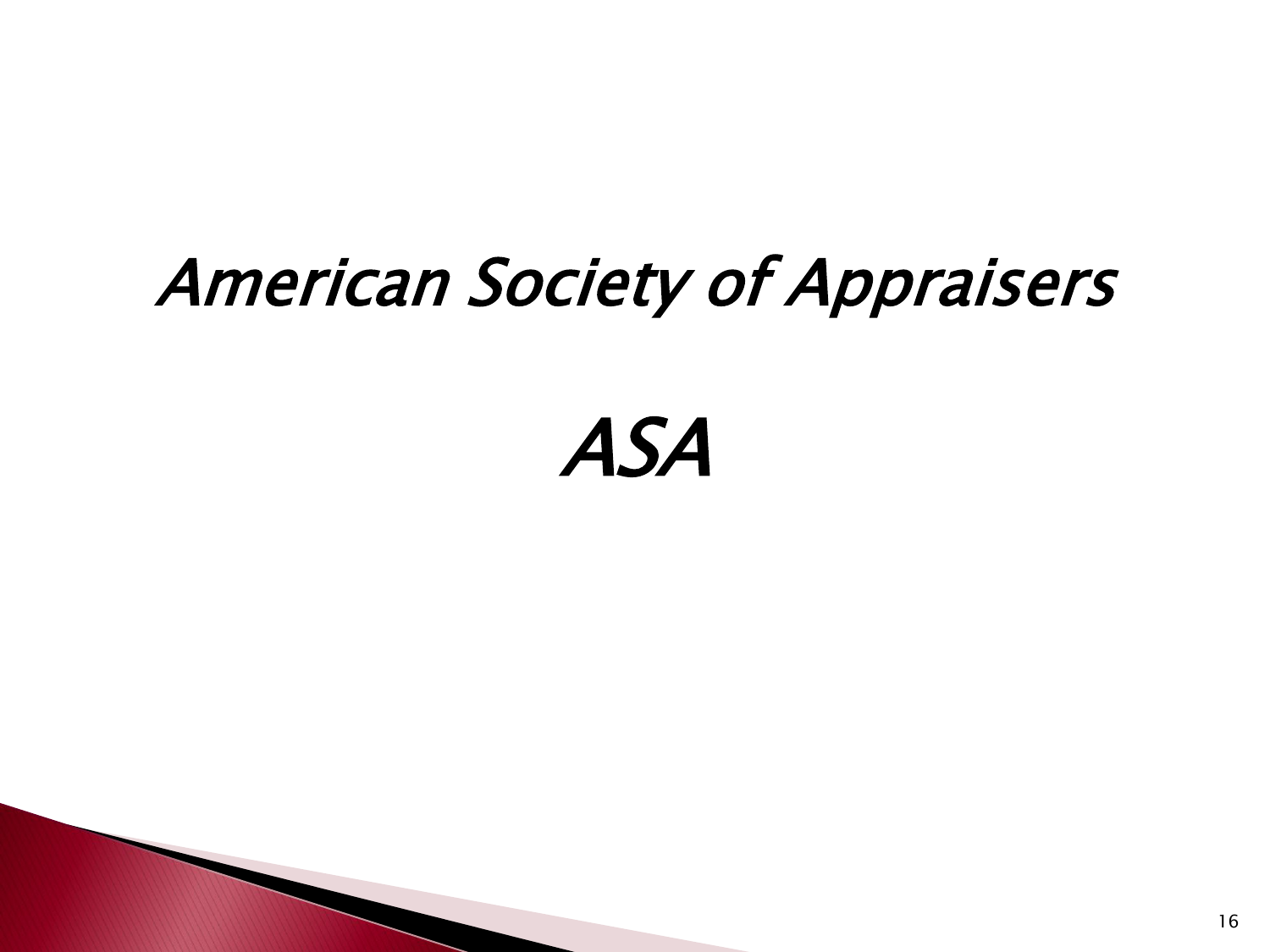# *American Society of Appraisers*

# *ASA*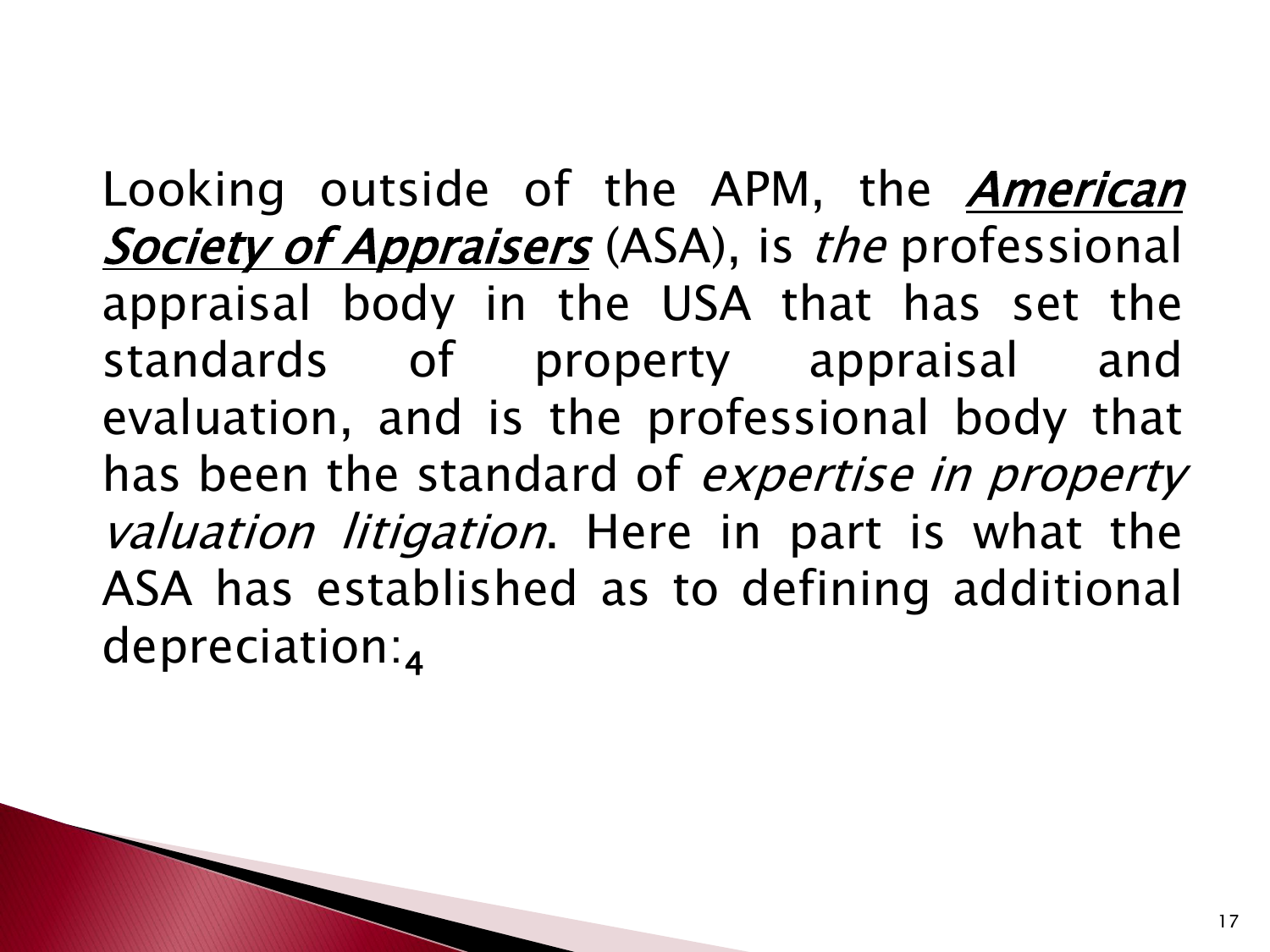Looking outside of the APM, the ***American Society of Appraisers*** (ASA), is *the* professional appraisal body in the USA that has set the standards of property appraisal and evaluation, and is the professional body that has been the standard of *expertise in property valuation litigation*. Here in part is what the ASA has established as to defining additional depreciation:[4]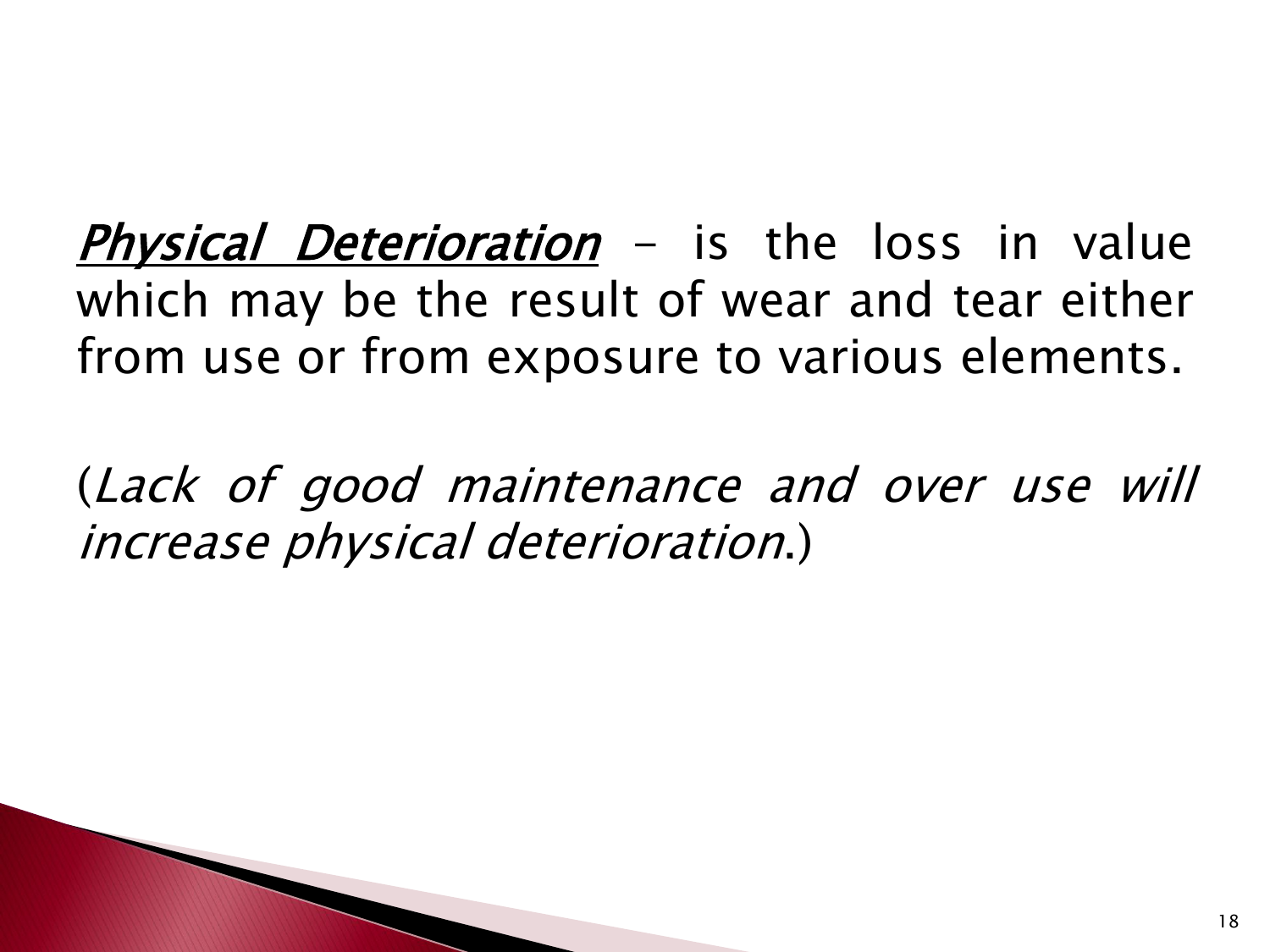***Physical Deterioration*** - is the loss in value which may be the result of wear and tear either from use or from exposure to various elements.

(*Lack of good maintenance and over use will increase physical deterioration*.)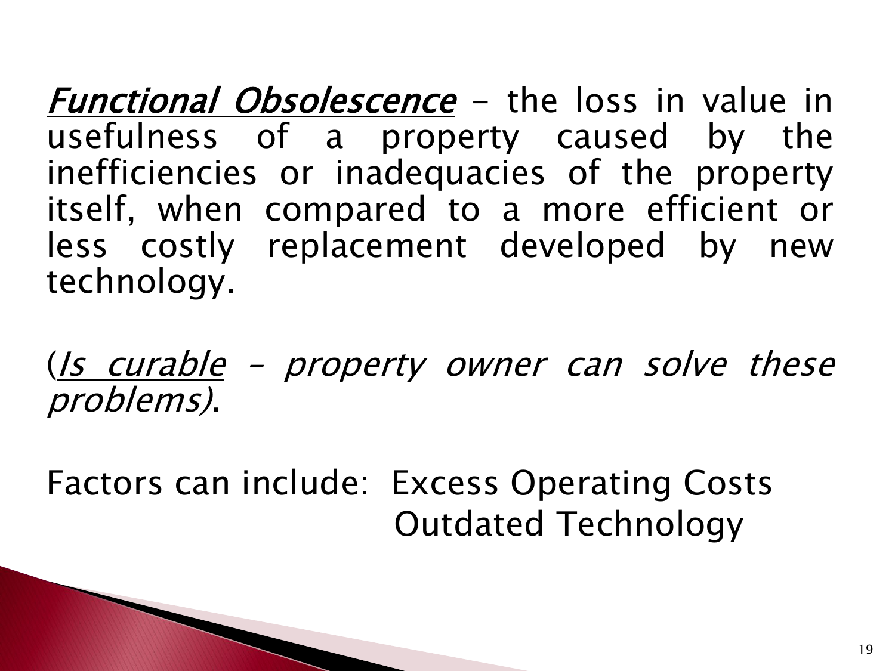***Functional Obsolescence*** – the loss in value in usefulness of a property caused by the inefficiencies or inadequacies of the property itself, when compared to a more efficient or less costly replacement developed by new technology.

(*Is curable – property owner can solve these problems)*.

Factors can include: Excess Operating Costs
Outdated Technology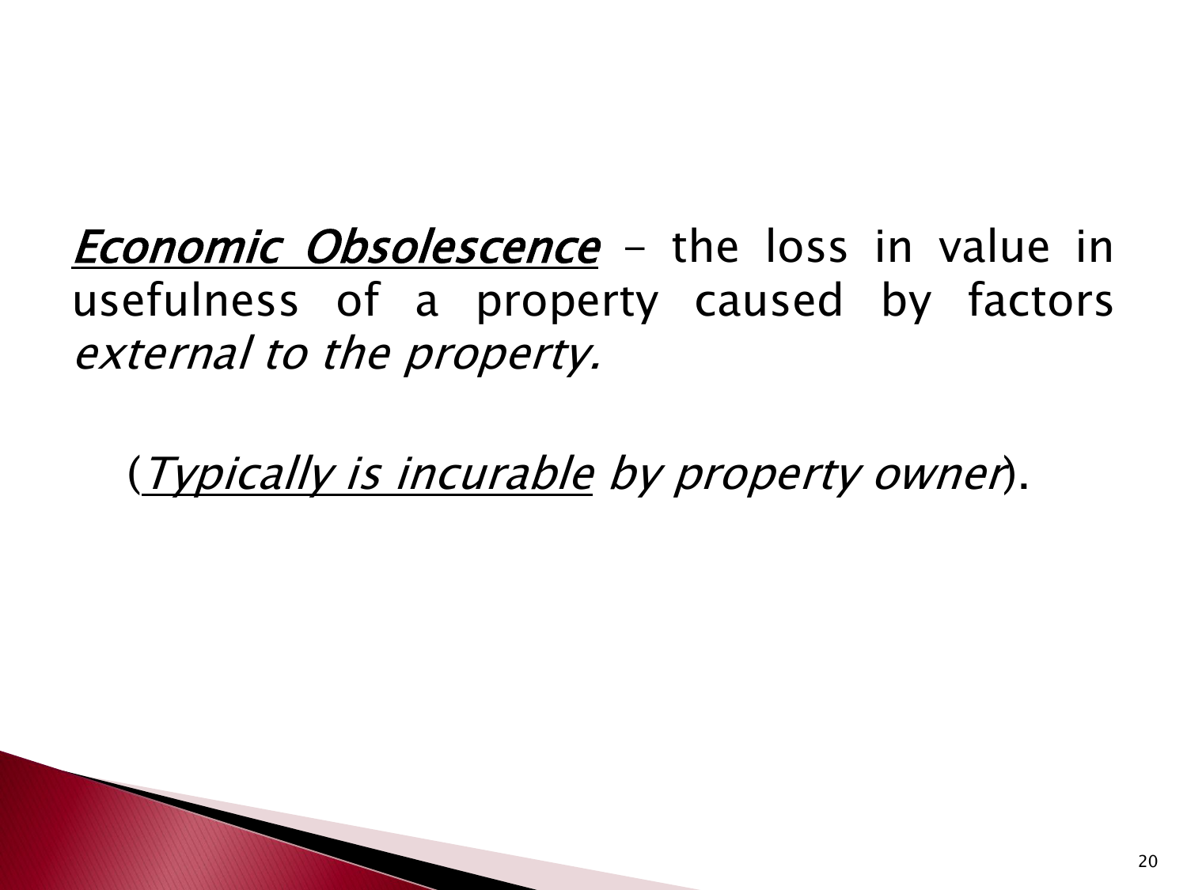***Economic Obsolescence*** – the loss in value in usefulness of a property caused by factors *external to the property.*

(*Typically is incurable by property owner*).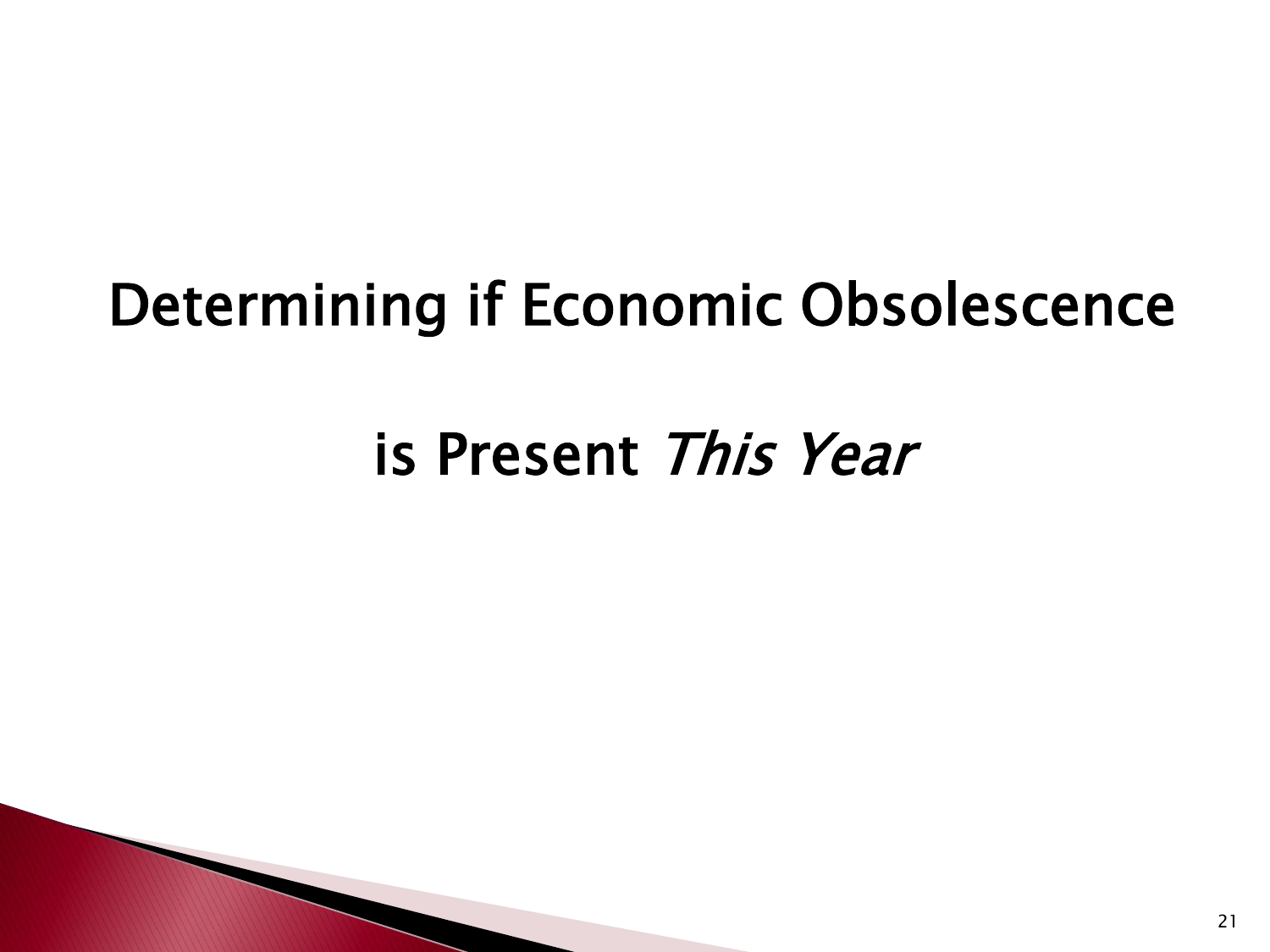# Determining if Economic Obsolescence is Present *This Year*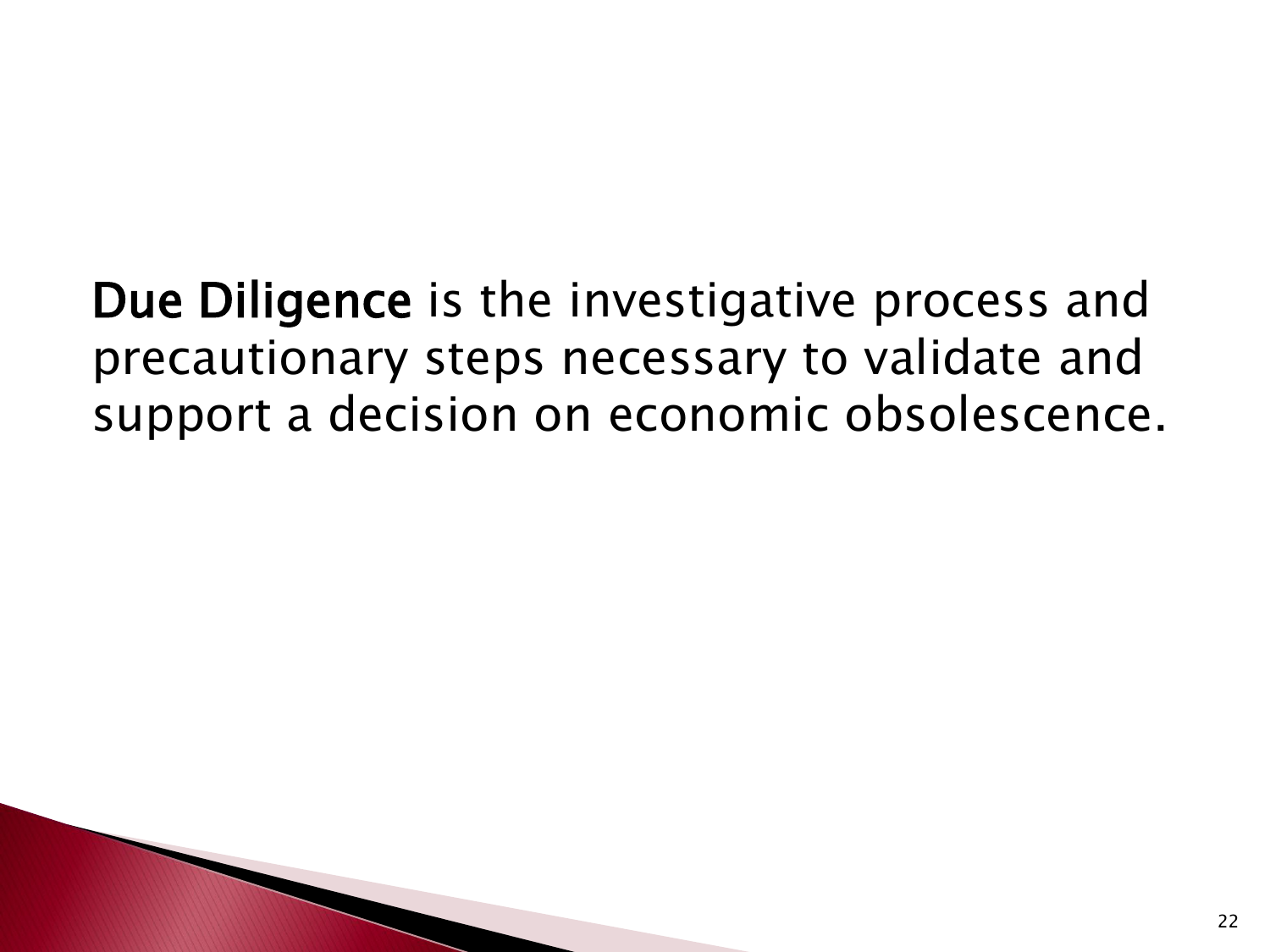**Due Diligence** is the investigative process and precautionary steps necessary to validate and support a decision on economic obsolescence.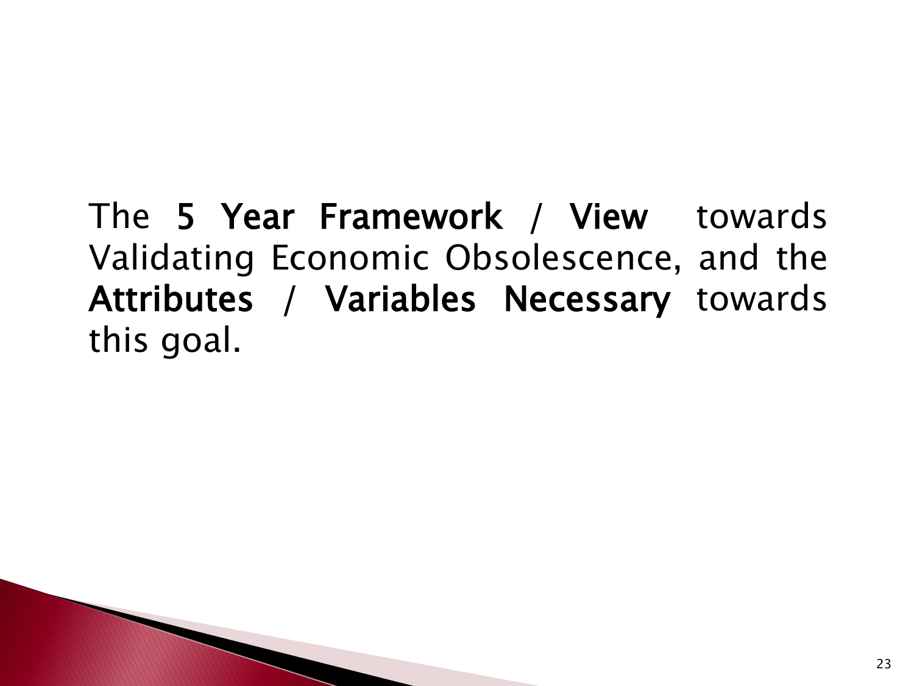The **5 Year Framework / View** towards Validating Economic Obsolescence, and the **Attributes / Variables Necessary** towards this goal.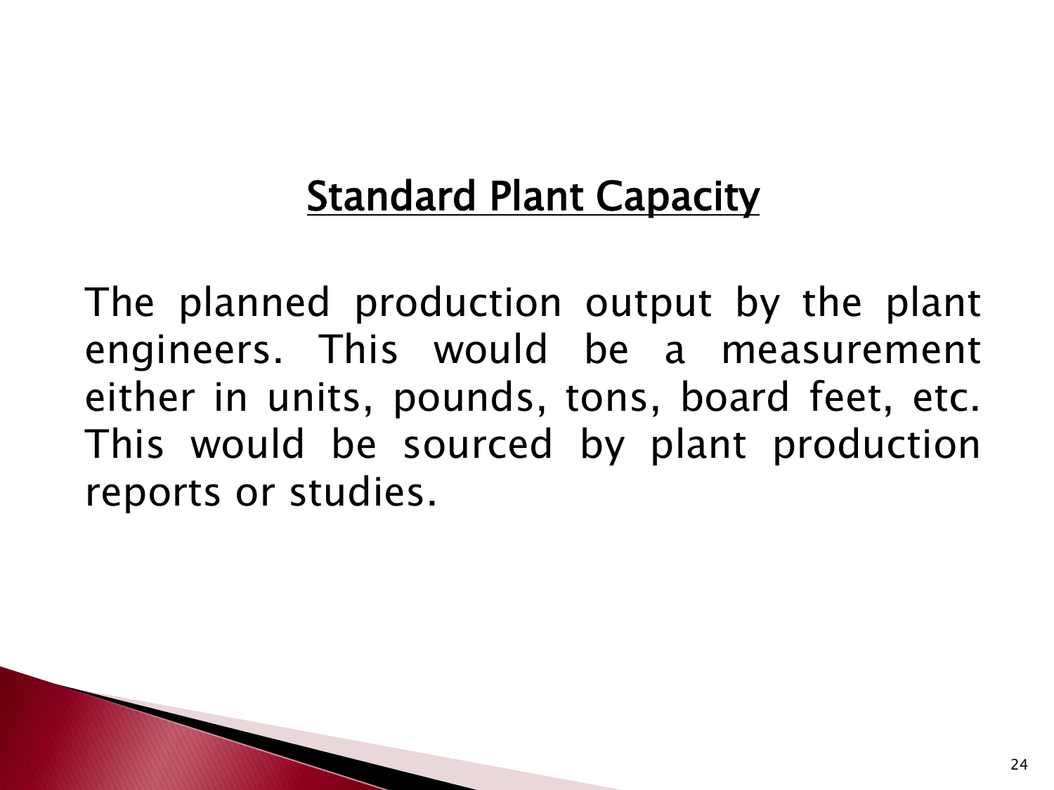## Standard Plant Capacity

The planned production output by the plant engineers. This would be a measurement either in units, pounds, tons, board feet, etc. This would be sourced by plant production reports or studies.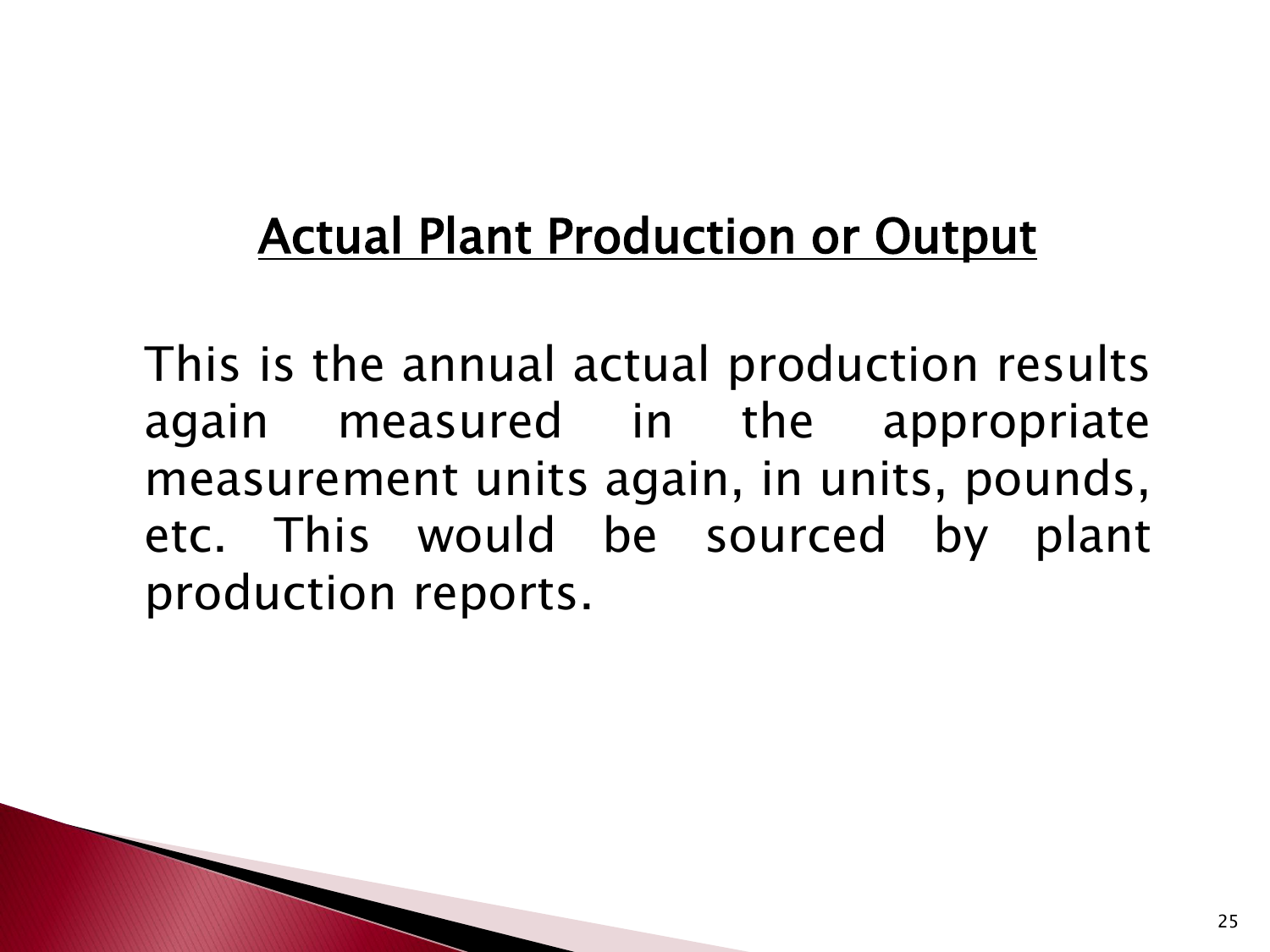## Actual Plant Production or Output

This is the annual actual production results again measured in the appropriate measurement units again, in units, pounds, etc. This would be sourced by plant production reports.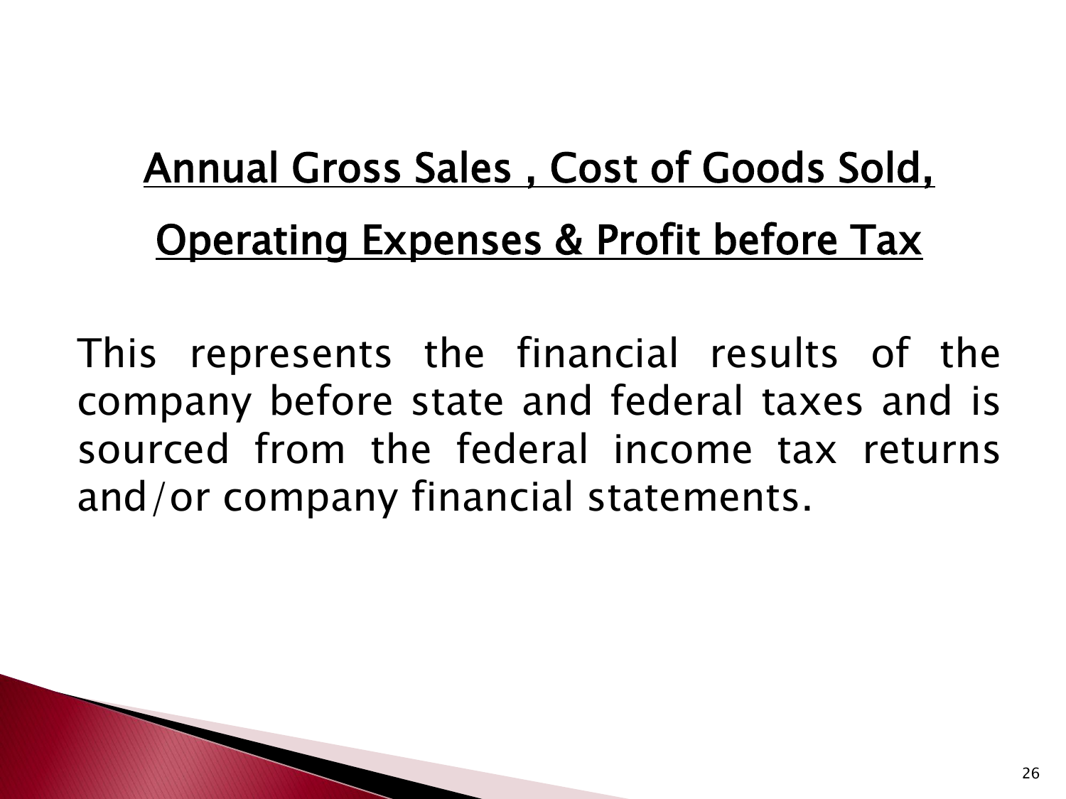## Annual Gross Sales , Cost of Goods Sold, Operating Expenses & Profit before Tax

This represents the financial results of the company before state and federal taxes and is sourced from the federal income tax returns and/or company financial statements.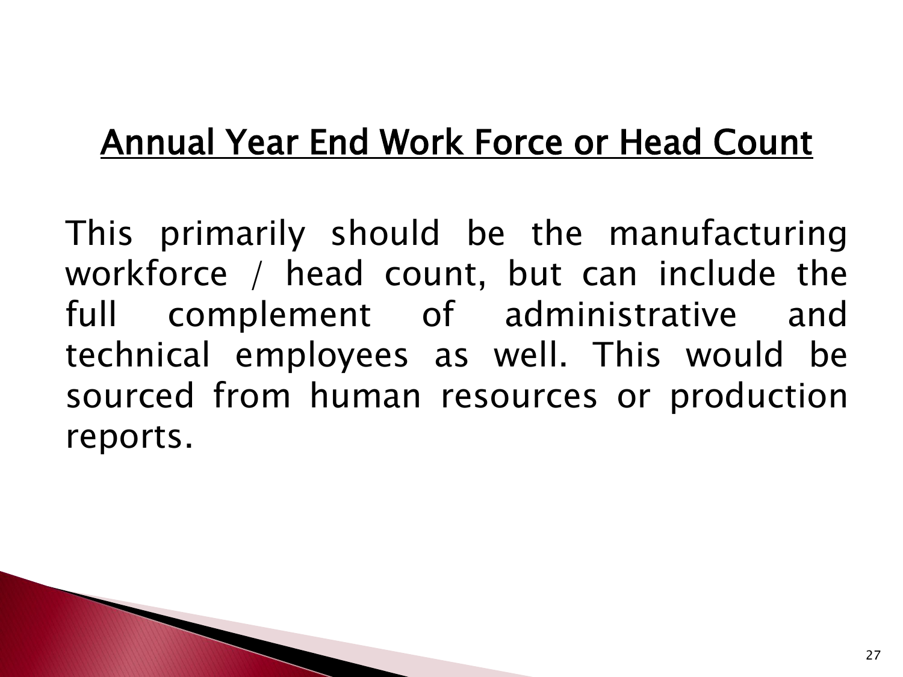## Annual Year End Work Force or Head Count

This primarily should be the manufacturing workforce / head count, but can include the full complement of administrative and technical employees as well. This would be sourced from human resources or production reports.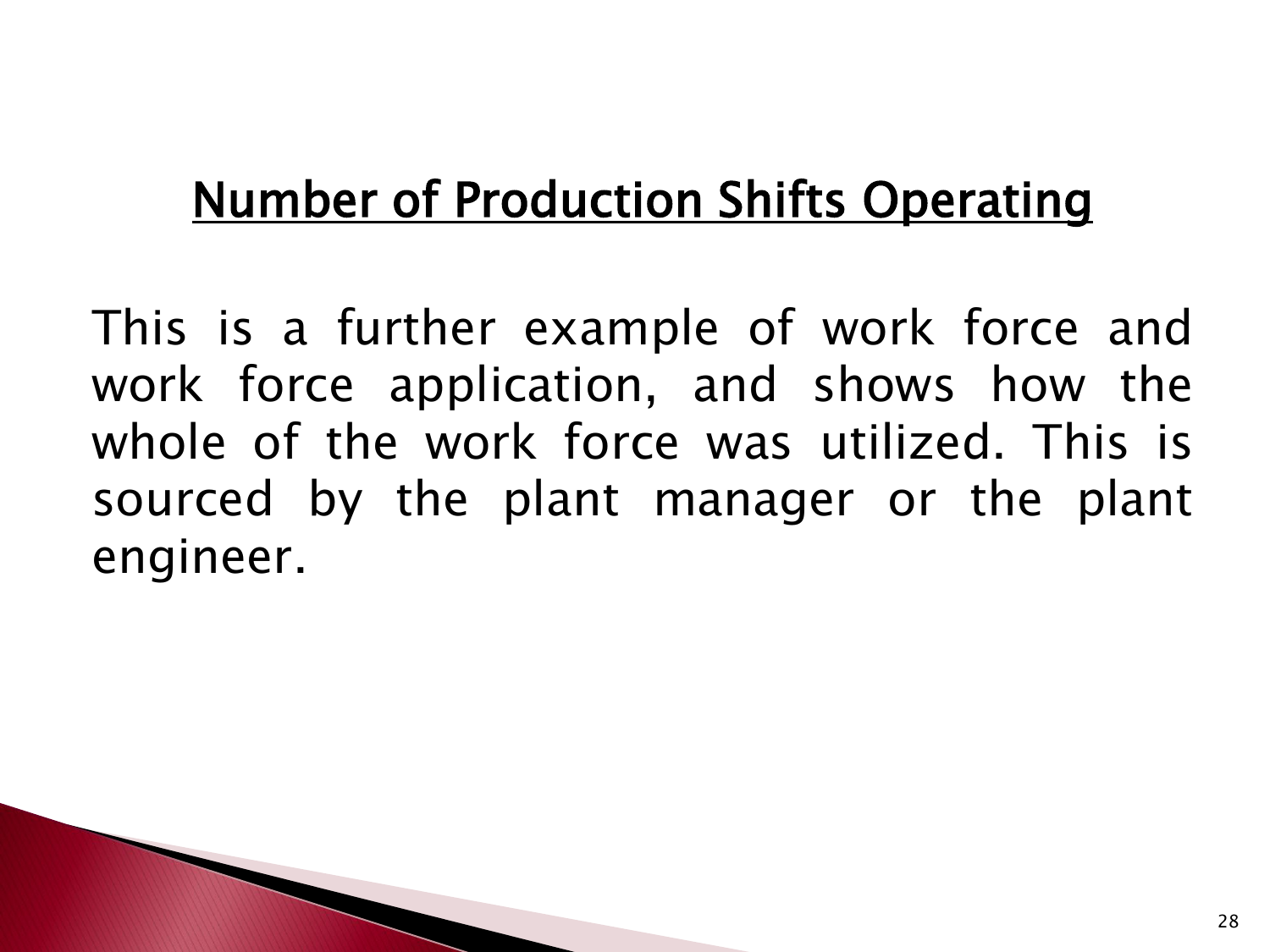## Number of Production Shifts Operating

This is a further example of work force and work force application, and shows how the whole of the work force was utilized. This is sourced by the plant manager or the plant engineer.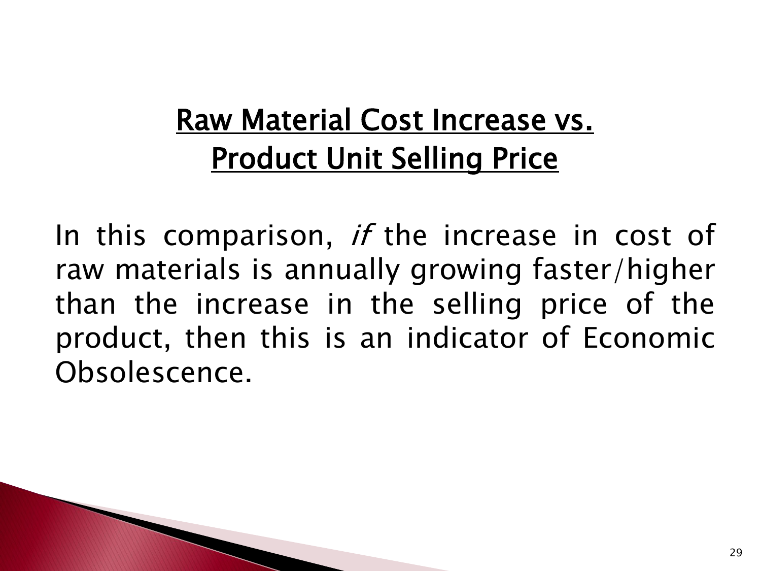## Raw Material Cost Increase vs. Product Unit Selling Price

In this comparison, *if* the increase in cost of raw materials is annually growing faster/higher than the increase in the selling price of the product, then this is an indicator of Economic Obsolescence.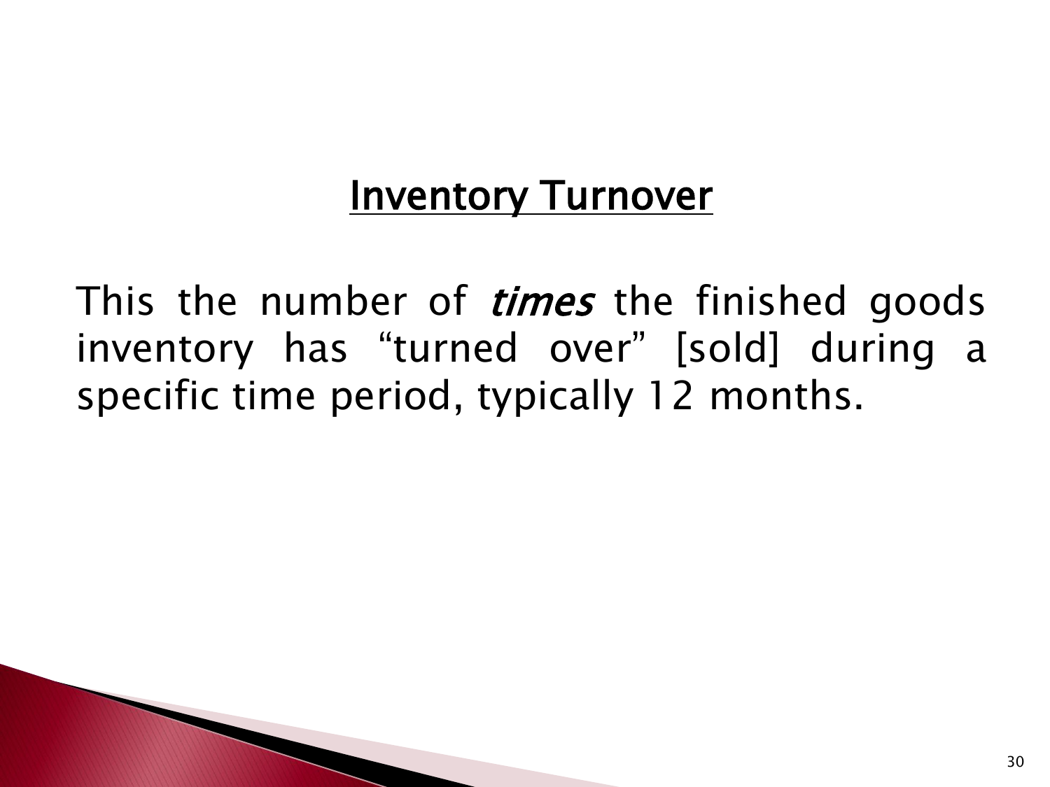## <u>Inventory Turnover</u>

This the number of *times* the finished goods inventory has “turned over” [sold] during a specific time period, typically 12 months.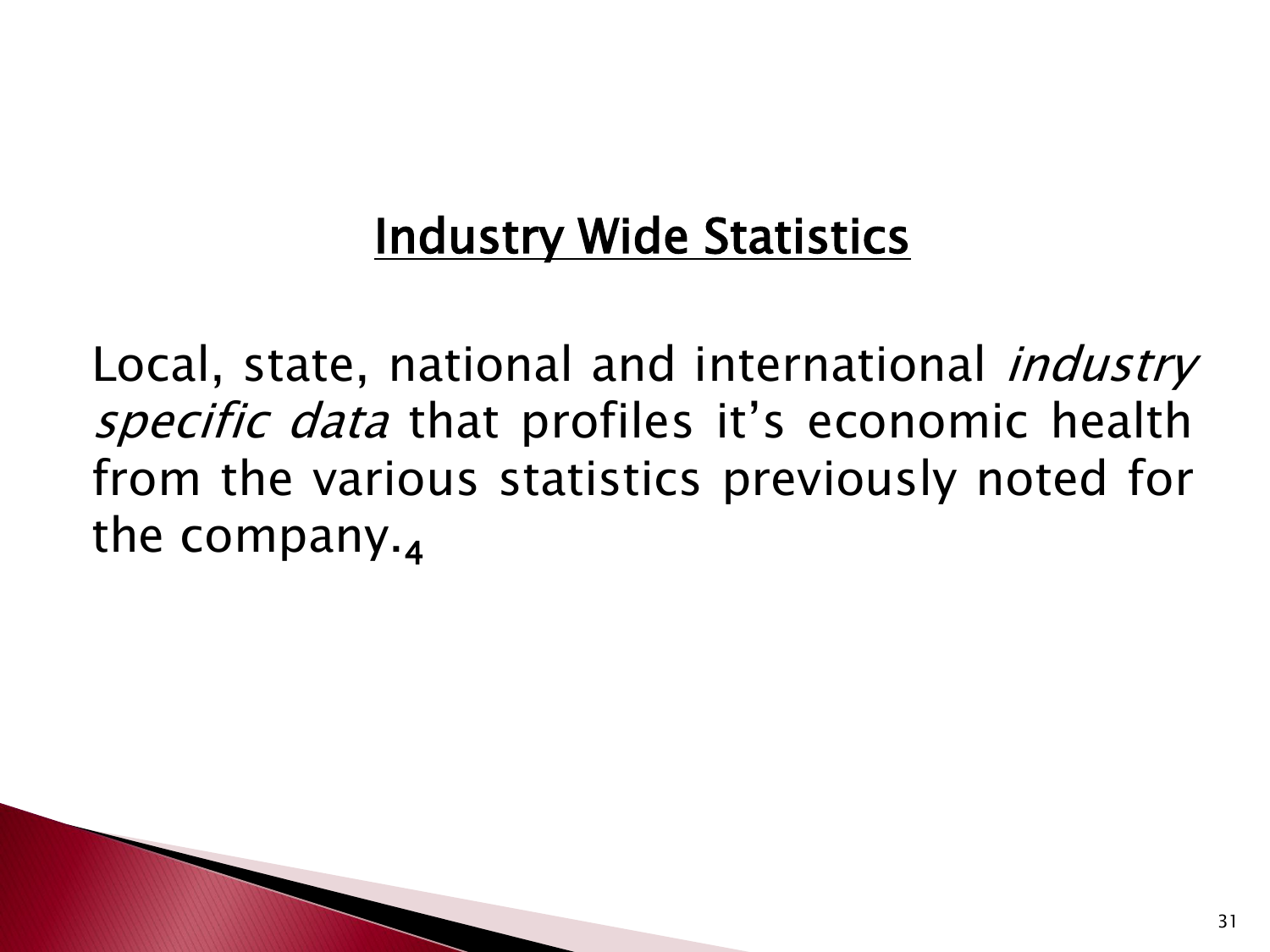## Industry Wide Statistics

Local, state, national and international *industry specific data* that profiles it's economic health from the various statistics previously noted for the company.[4]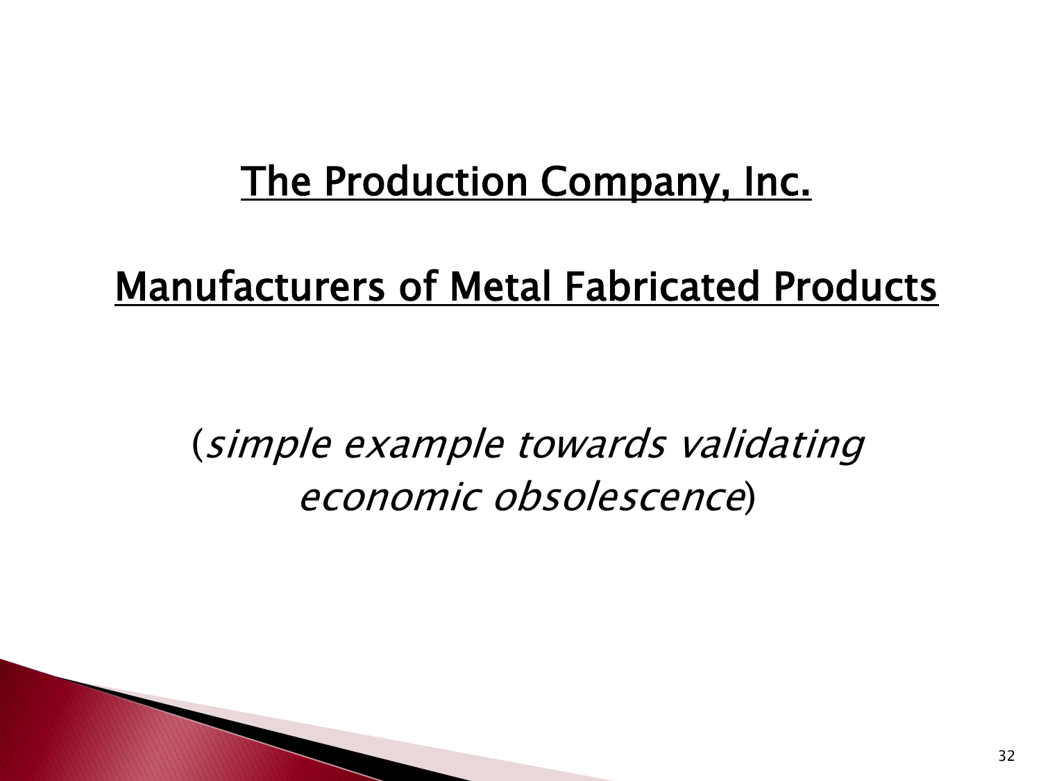# The Production Company, Inc.

## Manufacturers of Metal Fabricated Products

(*simple example towards validating economic obsolescence*)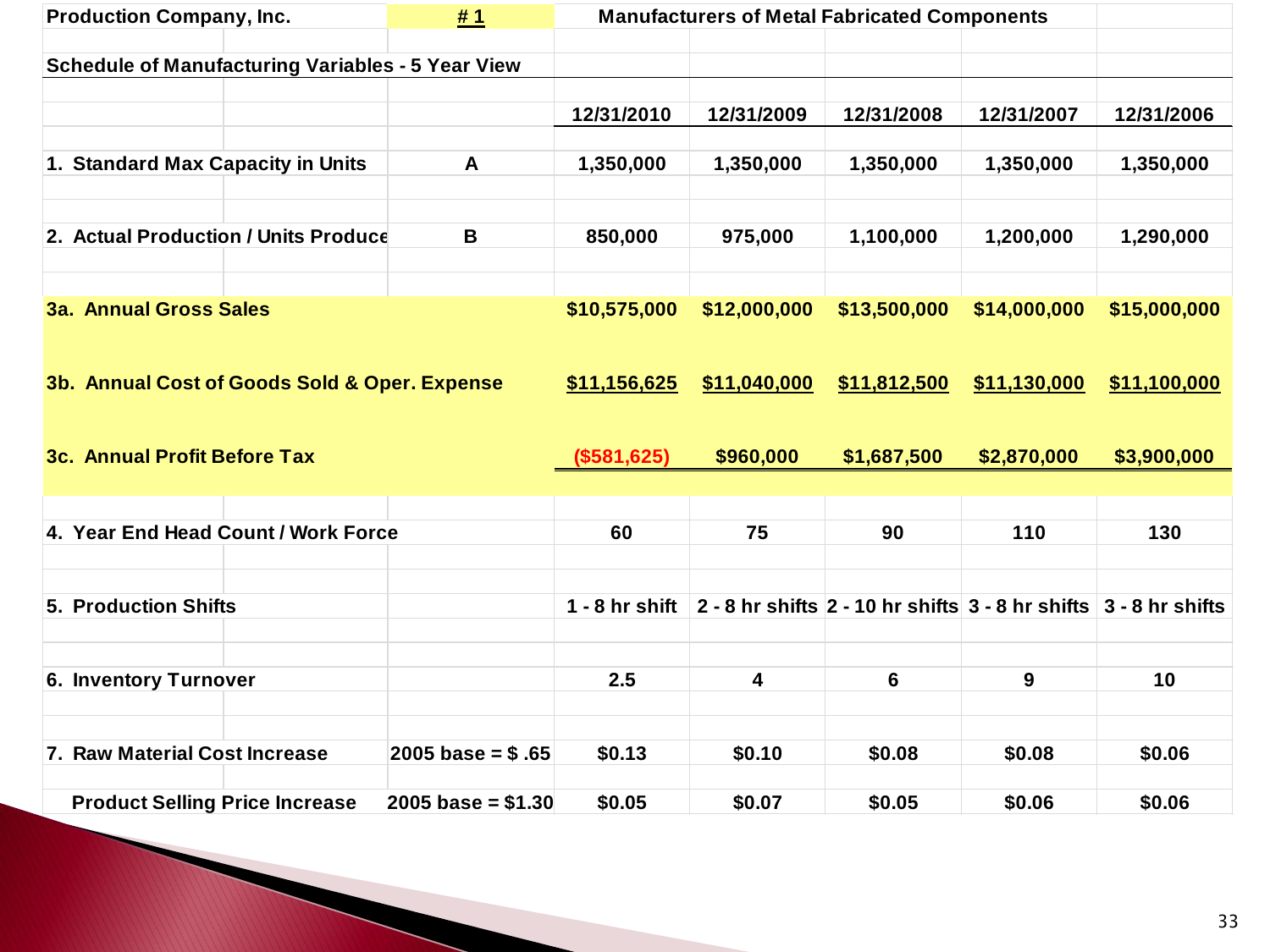**Production Company, Inc.** **# 1** **Manufacturers of Metal Fabricated Components**

**Schedule of Manufacturing Variables - 5 Year View**

| | | 12/31/2010 | 12/31/2009 | 12/31/2008 | 12/31/2007 | 12/31/2006 |
|---|---|---|---|---|---|---|
| **1. Standard Max Capacity in Units** | **A** | **1,350,000** | **1,350,000** | **1,350,000** | **1,350,000** | **1,350,000** |
| **2. Actual Production / Units Produce** | **B** | **850,000** | **975,000** | **1,100,000** | **1,200,000** | **1,290,000** |
| **3a. Annual Gross Sales** | | **$10,575,000** | **$12,000,000** | **$13,500,000** | **$14,000,000** | **$15,000,000** |
| **3b. Annual Cost of Goods Sold & Oper. Expense** | | **$11,156,625** | **$11,040,000** | **$11,812,500** | **$11,130,000** | **$11,100,000** |
| **3c. Annual Profit Before Tax** | | **($581,625)** | **$960,000** | **$1,687,500** | **$2,870,000** | **$3,900,000** |
| **4. Year End Head Count / Work Force** | | **60** | **75** | **90** | **110** | **130** |
| **5. Production Shifts** | | **1 - 8 hr shift** | **2 - 8 hr shifts** | **2 - 10 hr shifts** | **3 - 8 hr shifts** | **3 - 8 hr shifts** |
| **6. Inventory Turnover** | | **2.5** | **4** | **6** | **9** | **10** |
| **7. Raw Material Cost Increase** | **2005 base = $ .65** | **$0.13** | **$0.10** | **$0.08** | **$0.08** | **$0.06** |
| **Product Selling Price Increase** | **2005 base = $1.30** | **$0.05** | **$0.07** | **$0.05** | **$0.06** | **$0.06** |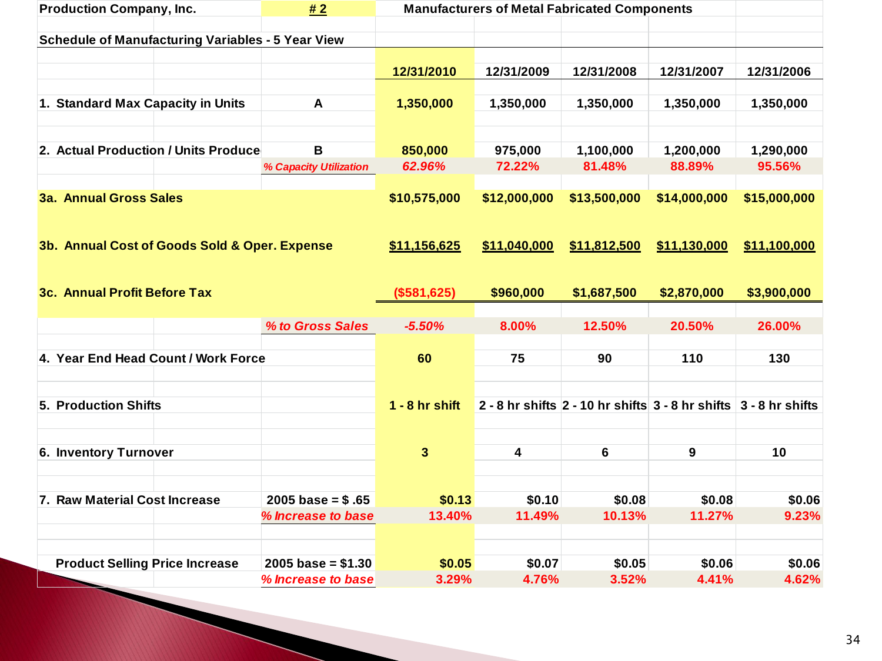**Production Company, Inc.** | **# 2** | **Manufacturers of Metal Fabricated Components**

**Schedule of Manufacturing Variables - 5 Year View**

| | | 12/31/2010 | 12/31/2009 | 12/31/2008 | 12/31/2007 | 12/31/2006 |
|---|---|---|---|---|---|---|
| **1. Standard Max Capacity in Units** | **A** | **1,350,000** | **1,350,000** | **1,350,000** | **1,350,000** | **1,350,000** |
| **2. Actual Production / Units Produce** | **B** | **850,000** | **975,000** | **1,100,000** | **1,200,000** | **1,290,000** |
| | *% Capacity Utilization* | *62.96%* | 72.22% | 81.48% | 88.89% | 95.56% |
| **3a. Annual Gross Sales** | | **$10,575,000** | **$12,000,000** | **$13,500,000** | **$14,000,000** | **$15,000,000** |
| **3b. Annual Cost of Goods Sold & Oper. Expense** | | **$11,156,625** | **$11,040,000** | **$11,812,500** | **$11,130,000** | **$11,100,000** |
| **3c. Annual Profit Before Tax** | | **($581,625)** | **$960,000** | **$1,687,500** | **$2,870,000** | **$3,900,000** |
| | *% to Gross Sales* | *-5.50%* | 8.00% | 12.50% | 20.50% | 26.00% |
| **4. Year End Head Count / Work Force** | | **60** | **75** | **90** | **110** | **130** |
| **5. Production Shifts** | | **1 - 8 hr shift** | **2 - 8 hr shifts** | **2 - 10 hr shifts** | **3 - 8 hr shifts** | **3 - 8 hr shifts** |
| **6. Inventory Turnover** | | **3** | **4** | **6** | **9** | **10** |
| **7. Raw Material Cost Increase** | **2005 base = $ .65** | **$0.13** | **$0.10** | **$0.08** | **$0.08** | **$0.06** |
| | *% Increase to base* | 13.40% | 11.49% | 10.13% | 11.27% | 9.23% |
| **Product Selling Price Increase** | **2005 base = $1.30** | **$0.05** | **$0.07** | **$0.05** | **$0.06** | **$0.06** |
| | *% Increase to base* | 3.29% | 4.76% | 3.52% | 4.41% | 4.62% |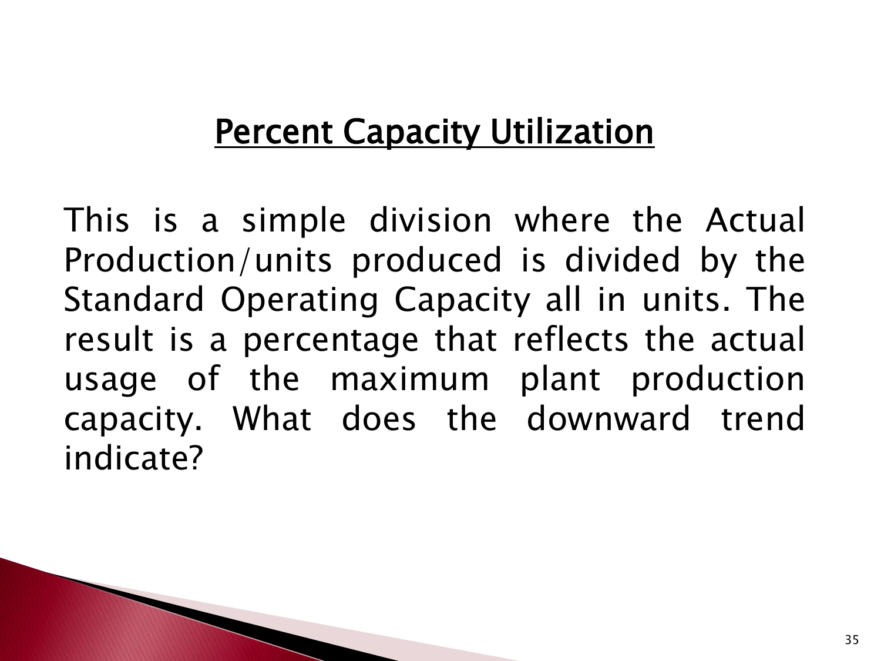## Percent Capacity Utilization

This is a simple division where the Actual Production/units produced is divided by the Standard Operating Capacity all in units. The result is a percentage that reflects the actual usage of the maximum plant production capacity. What does the downward trend indicate?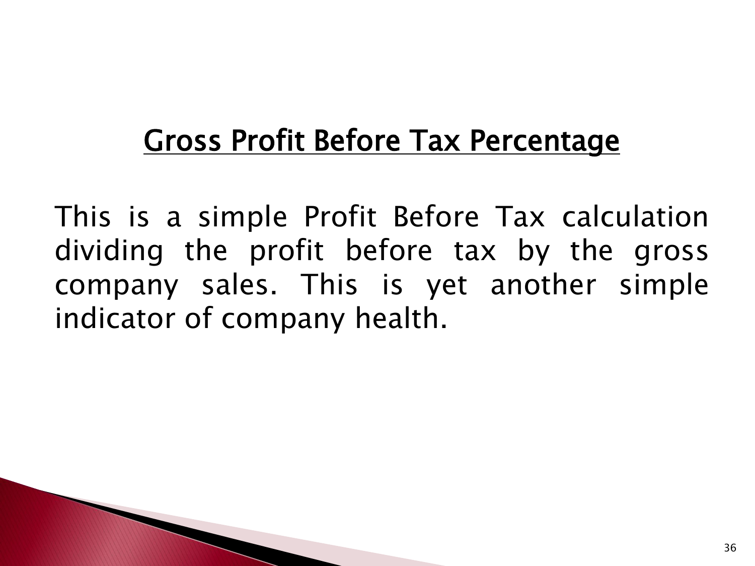## Gross Profit Before Tax Percentage

This is a simple Profit Before Tax calculation dividing the profit before tax by the gross company sales. This is yet another simple indicator of company health.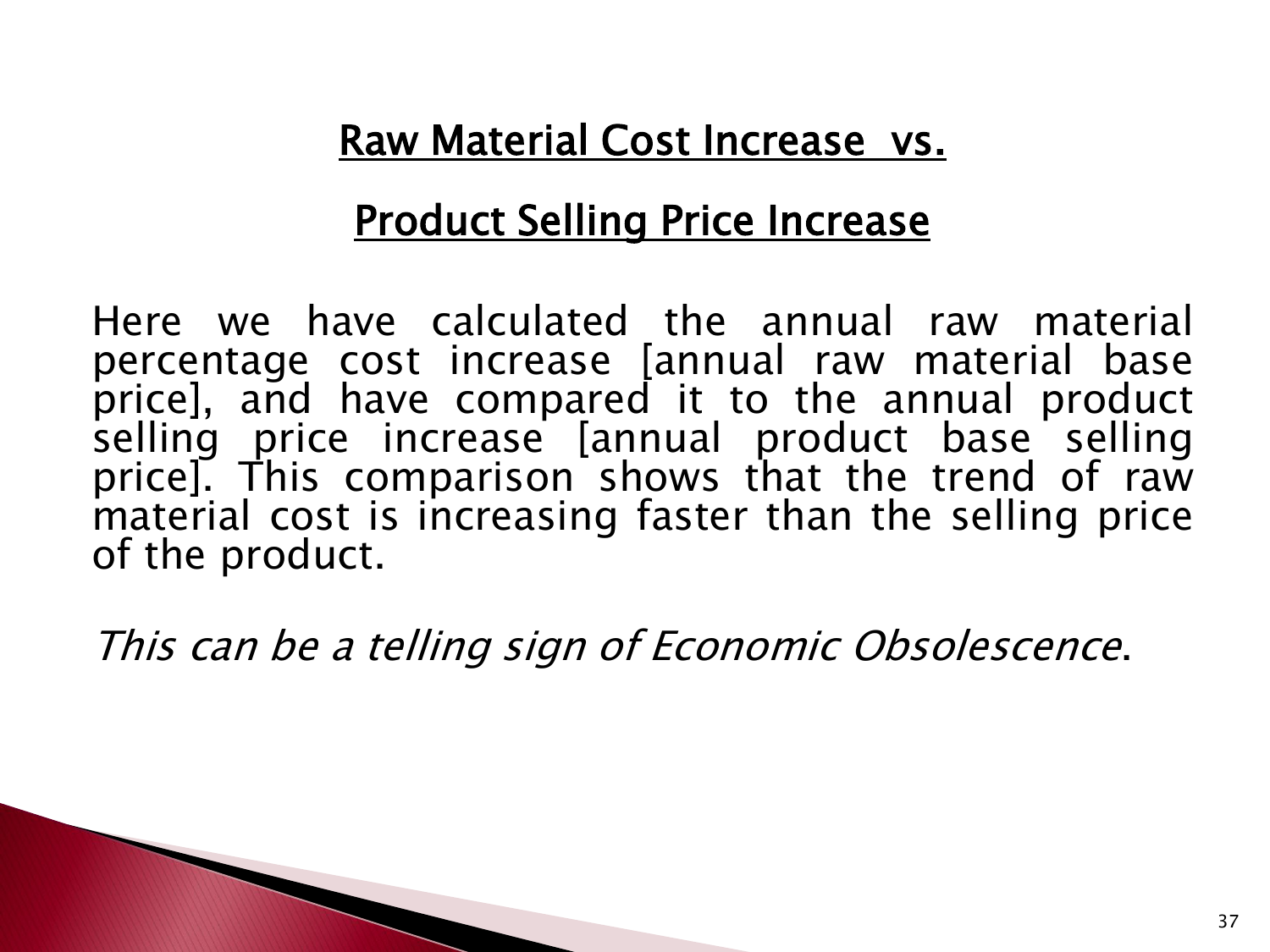## Raw Material Cost Increase vs.

## Product Selling Price Increase

Here we have calculated the annual raw material percentage cost increase [annual raw material base price], and have compared it to the annual product selling price increase [annual product base selling price]. This comparison shows that the trend of raw material cost is increasing faster than the selling price of the product.

*This can be a telling sign of Economic Obsolescence*.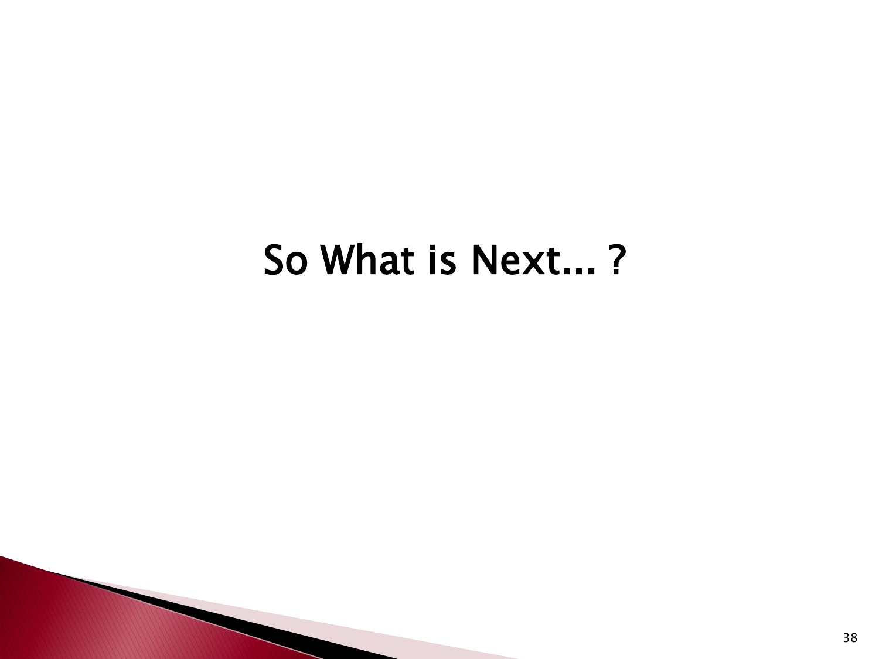# So What is Next... ?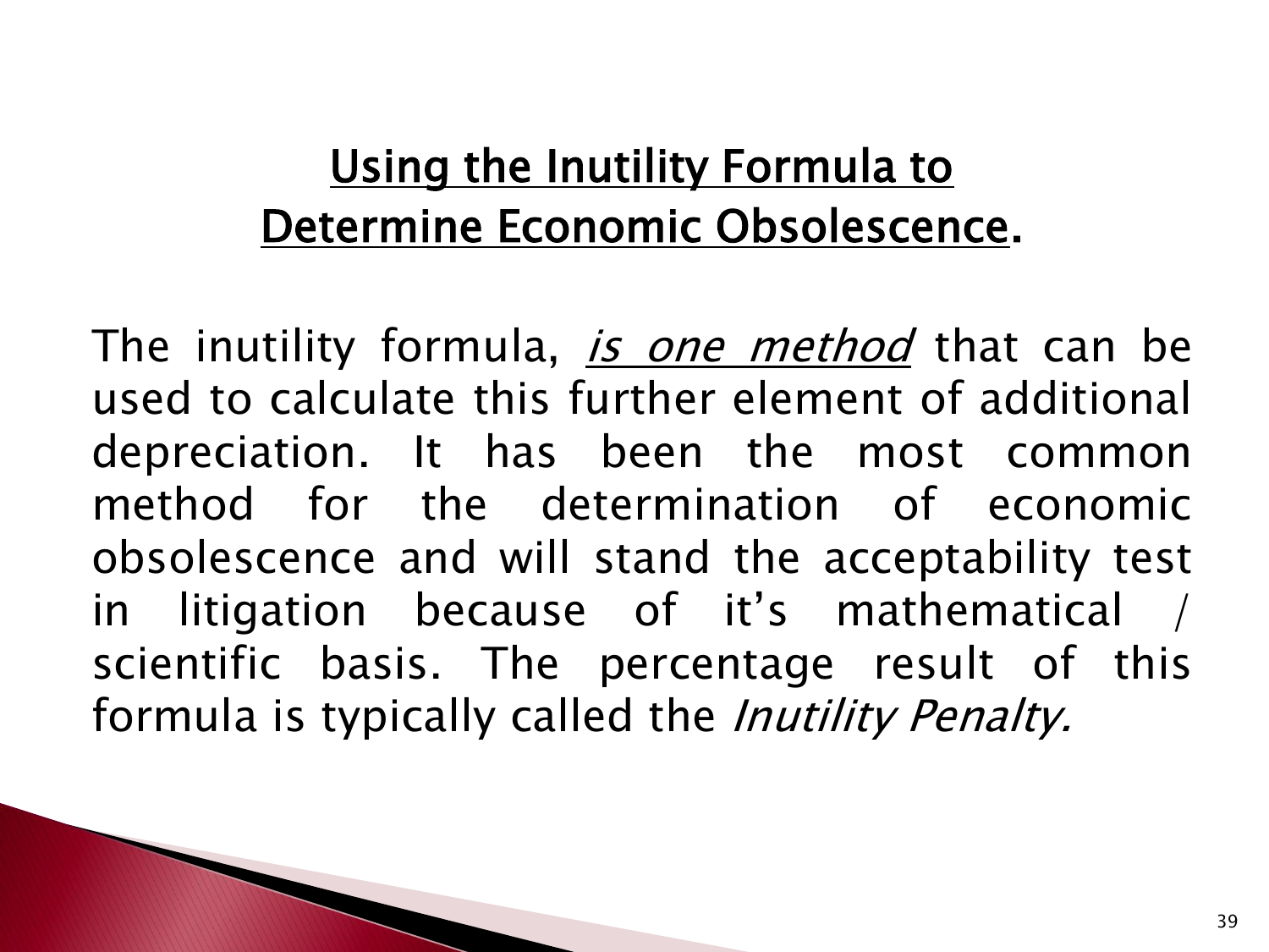## Using the Inutility Formula to Determine Economic Obsolescence.

The inutility formula, *is one method* that can be used to calculate this further element of additional depreciation. It has been the most common method for the determination of economic obsolescence and will stand the acceptability test in litigation because of it's mathematical / scientific basis. The percentage result of this formula is typically called the *Inutility Penalty.*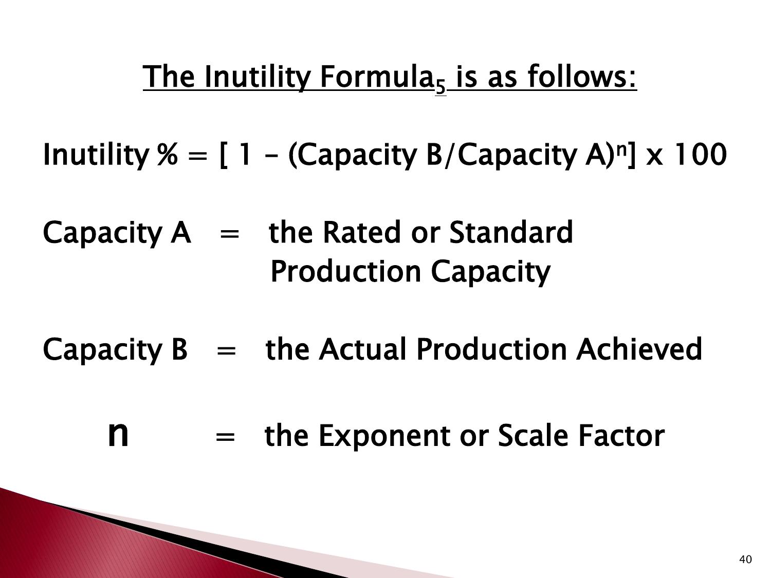## The Inutility Formula[5] is as follows:

$$\text{Inutility \%} = [\,1 - (\text{Capacity B}/\text{Capacity A})^n\,] \times 100$$

Capacity A = the Rated or Standard Production Capacity

Capacity B = the Actual Production Achieved

$n$ = the Exponent or Scale Factor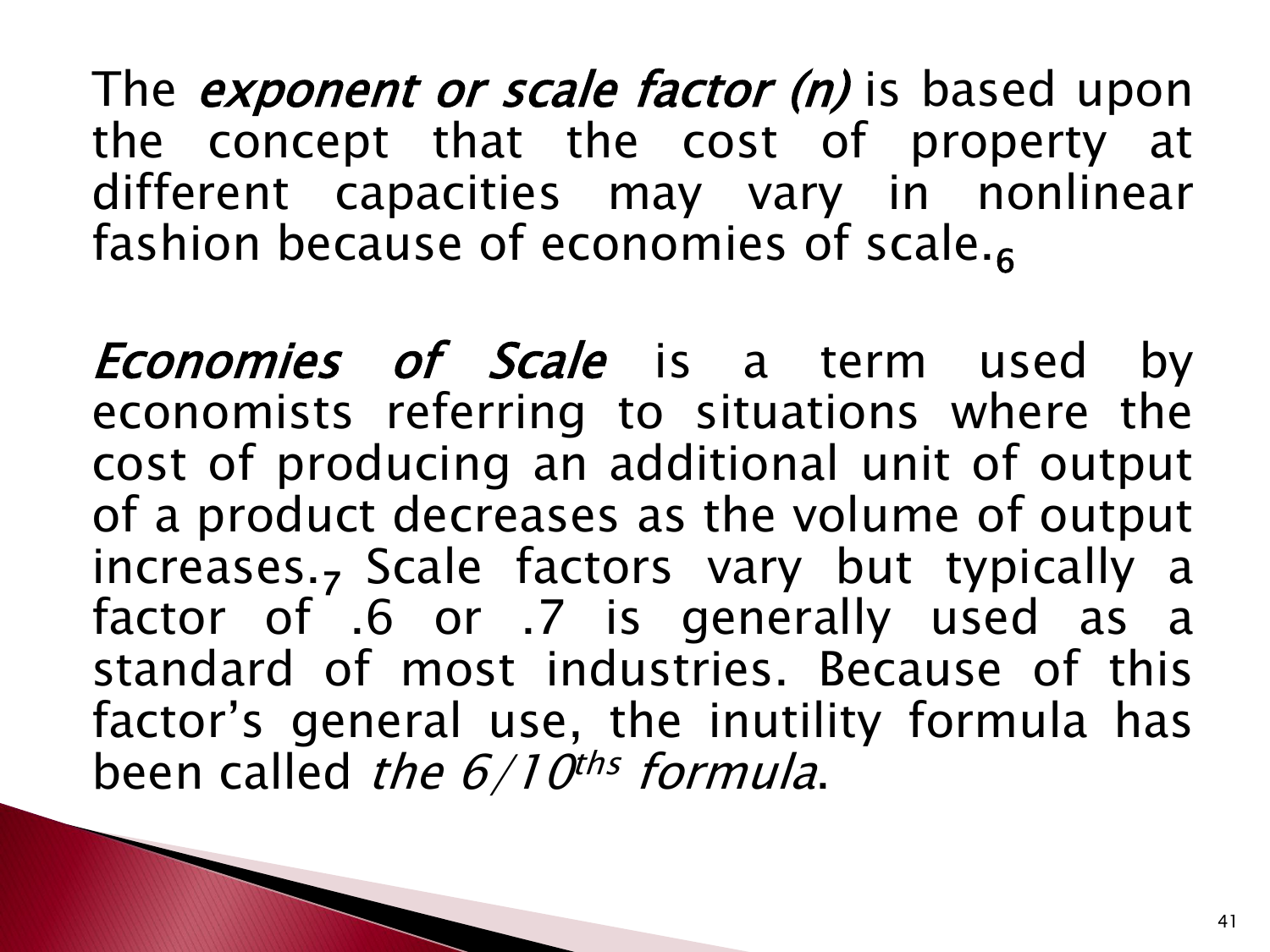The *exponent or scale factor (n)* is based upon the concept that the cost of property at different capacities may vary in nonlinear fashion because of economies of scale.[6]

*Economies of Scale* is a term used by economists referring to situations where the cost of producing an additional unit of output of a product decreases as the volume of output increases.[7] Scale factors vary but typically a factor of .6 or .7 is generally used as a standard of most industries. Because of this factor's general use, the inutility formula has been called *the 6/10ths formula*.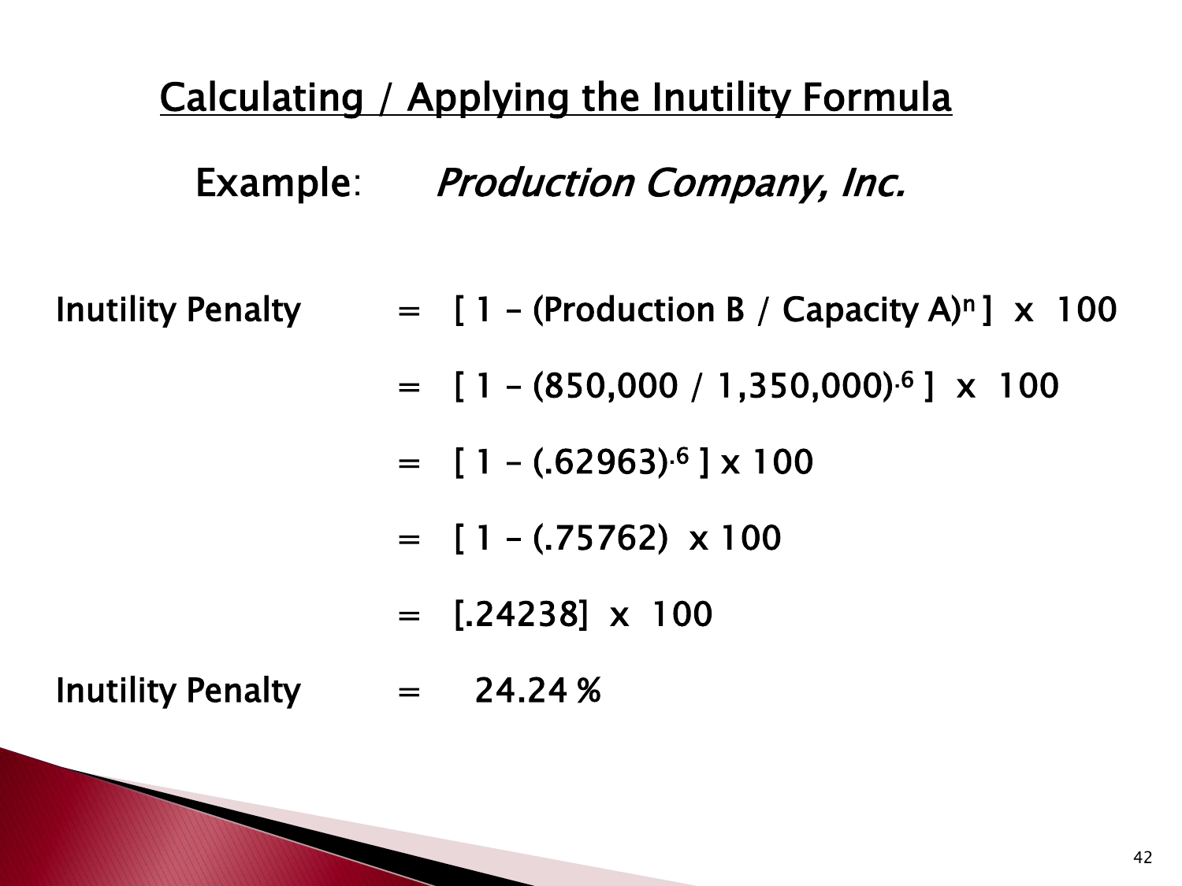## Calculating / Applying the Inutility Formula

**Example:** *Production Company, Inc.*

Inutility Penalty $= [\,1 - (\text{Production B} / \text{Capacity A})^{n}\,] \times 100$

$= [\,1 - (850{,}000 / 1{,}350{,}000)^{.6}\,] \times 100$

$= [\,1 - (.62963)^{.6}\,] \times 100$

$= [\,1 - (.75762) \times 100$

$= [.24238] \times 100$

Inutility Penalty $=$ 24.24 %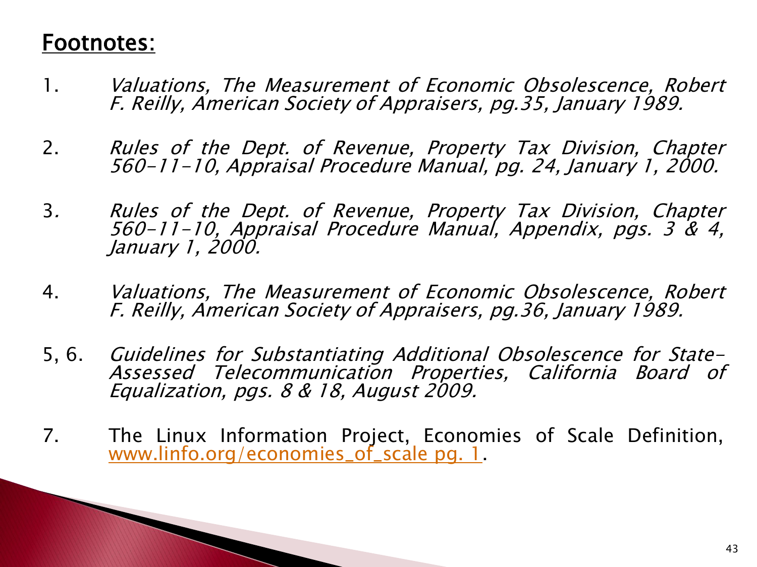## Footnotes:

1. *Valuations, The Measurement of Economic Obsolescence, Robert F. Reilly, American Society of Appraisers, pg.35, January 1989.*

2. *Rules of the Dept. of Revenue, Property Tax Division, Chapter 560-11-10, Appraisal Procedure Manual, pg. 24, January 1, 2000.*

3. *Rules of the Dept. of Revenue, Property Tax Division, Chapter 560-11-10, Appraisal Procedure Manual, Appendix, pgs. 3 & 4, January 1, 2000.*

4. *Valuations, The Measurement of Economic Obsolescence, Robert F. Reilly, American Society of Appraisers, pg.36, January 1989.*

5, 6. *Guidelines for Substantiating Additional Obsolescence for State-Assessed Telecommunication Properties, California Board of Equalization, pgs. 8 & 18, August 2009.*

7. The Linux Information Project, Economies of Scale Definition, [www.linfo.org/economies_of_scale pg. 1](www.linfo.org/economies_of_scale).